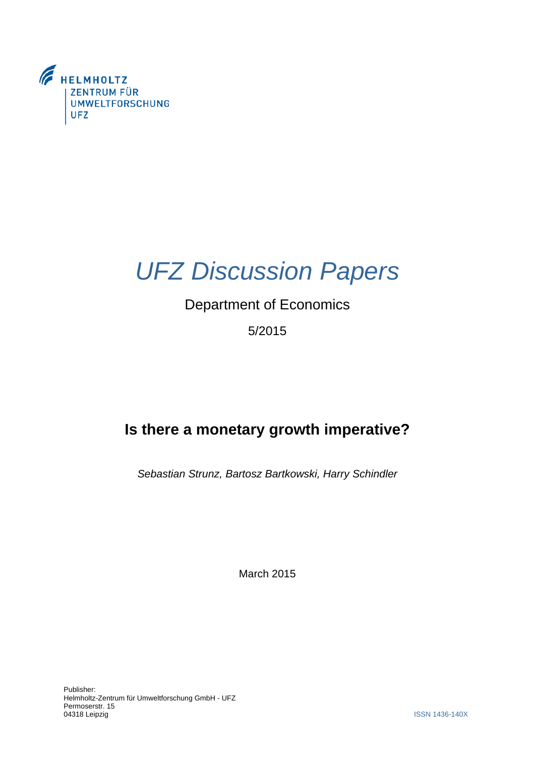HELMHOLTZ
ZENTRUM FÜR
UMWELTFORSCHUNG
UFZ

# *UFZ Discussion Papers*

Department of Economics

5/2015

## Is there a monetary growth imperative?

*Sebastian Strunz, Bartosz Bartkowski, Harry Schindler*

March 2015

Publisher:
Helmholtz-Zentrum für Umweltforschung GmbH - UFZ
Permoserstr. 15
04318 Leipzig

ISSN 1436-140X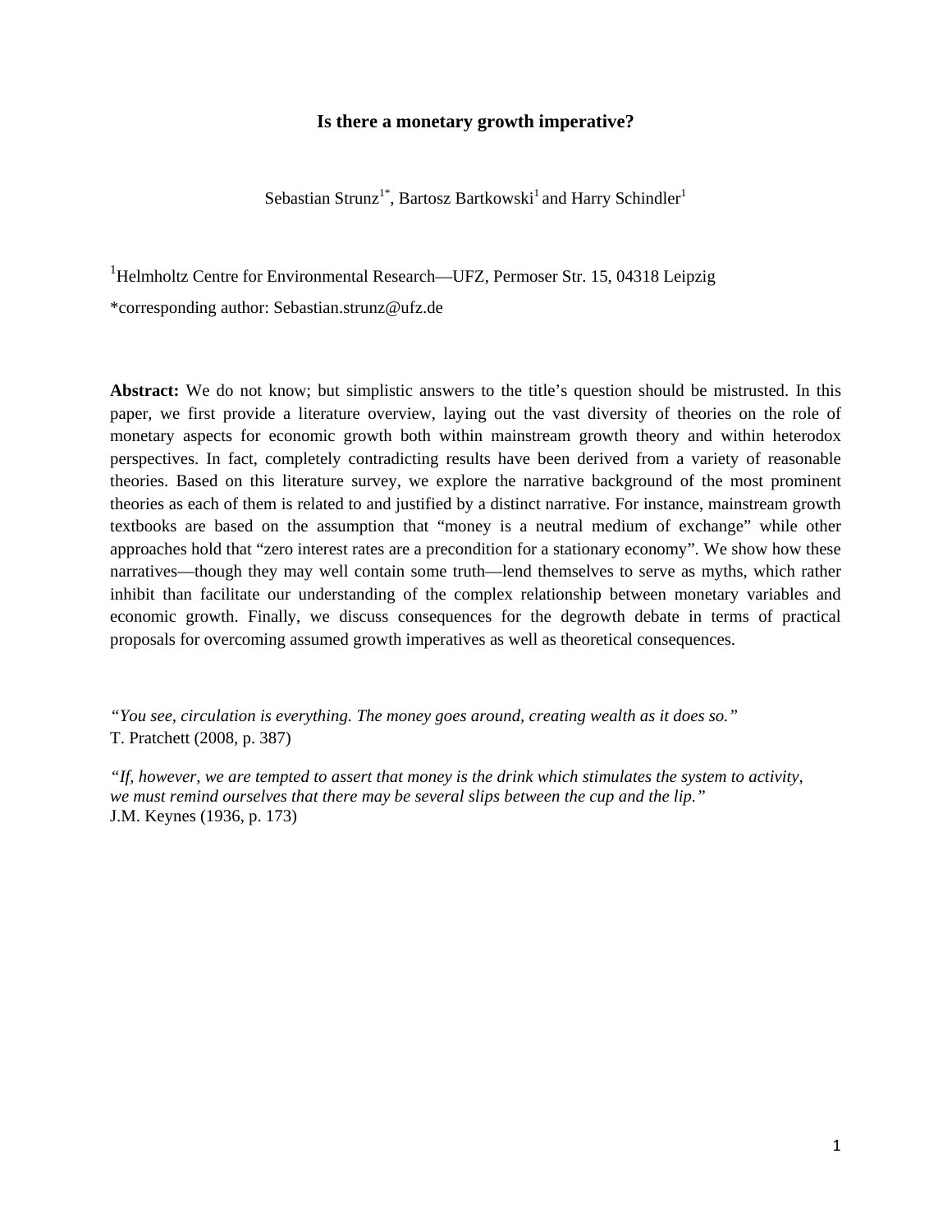**Is there a monetary growth imperative?**

Sebastian Strunz[1*], Bartosz Bartkowski[1] and Harry Schindler[1]

[1]Helmholtz Centre for Environmental Research—UFZ, Permoser Str. 15, 04318 Leipzig

*corresponding author: Sebastian.strunz@ufz.de

**Abstract:** We do not know; but simplistic answers to the title's question should be mistrusted. In this paper, we first provide a literature overview, laying out the vast diversity of theories on the role of monetary aspects for economic growth both within mainstream growth theory and within heterodox perspectives. In fact, completely contradicting results have been derived from a variety of reasonable theories. Based on this literature survey, we explore the narrative background of the most prominent theories as each of them is related to and justified by a distinct narrative. For instance, mainstream growth textbooks are based on the assumption that "money is a neutral medium of exchange" while other approaches hold that "zero interest rates are a precondition for a stationary economy". We show how these narratives—though they may well contain some truth—lend themselves to serve as myths, which rather inhibit than facilitate our understanding of the complex relationship between monetary variables and economic growth. Finally, we discuss consequences for the degrowth debate in terms of practical proposals for overcoming assumed growth imperatives as well as theoretical consequences.

*"You see, circulation is everything. The money goes around, creating wealth as it does so."*
T. Pratchett (2008, p. 387)

*"If, however, we are tempted to assert that money is the drink which stimulates the system to activity, we must remind ourselves that there may be several slips between the cup and the lip."*
J.M. Keynes (1936, p. 173)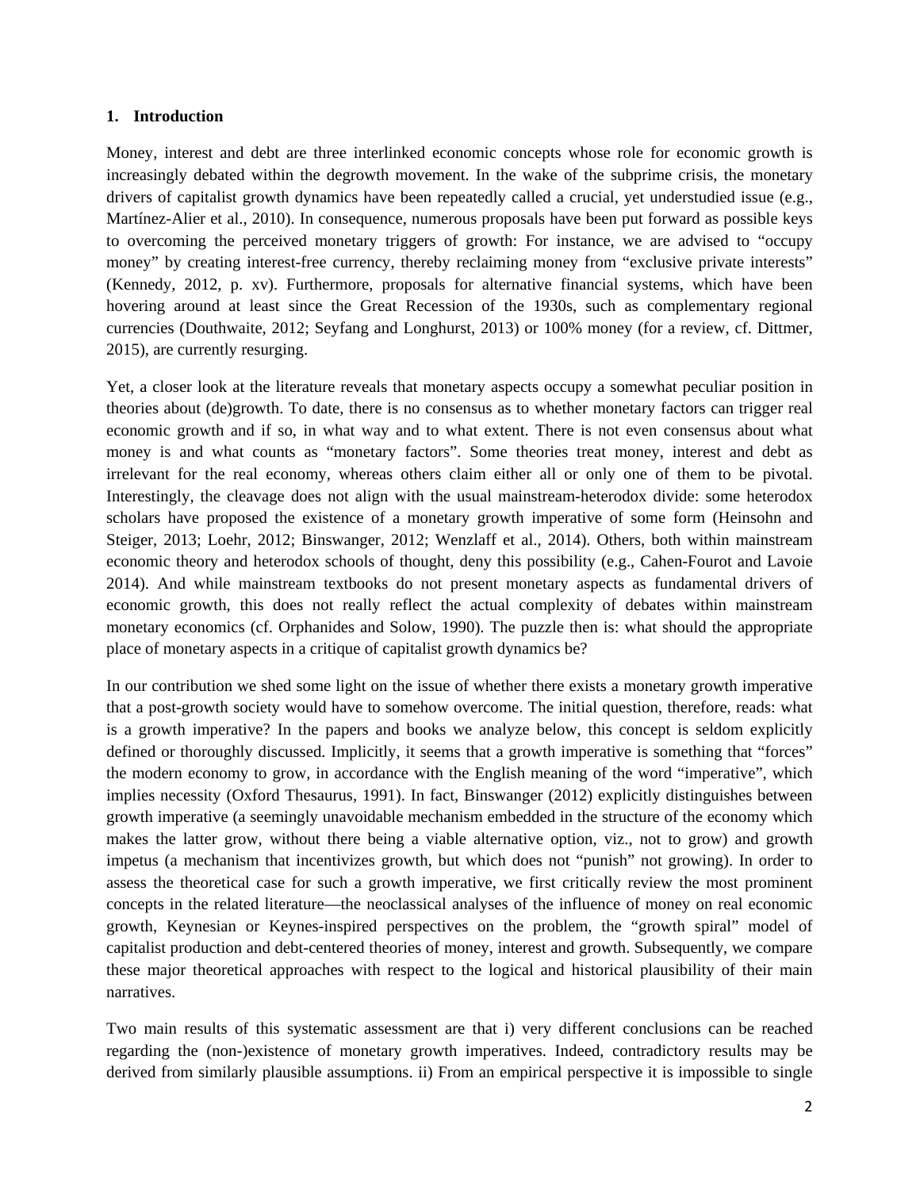## 1. Introduction

Money, interest and debt are three interlinked economic concepts whose role for economic growth is increasingly debated within the degrowth movement. In the wake of the subprime crisis, the monetary drivers of capitalist growth dynamics have been repeatedly called a crucial, yet understudied issue (e.g., Martínez-Alier et al., 2010). In consequence, numerous proposals have been put forward as possible keys to overcoming the perceived monetary triggers of growth: For instance, we are advised to "occupy money" by creating interest-free currency, thereby reclaiming money from "exclusive private interests" (Kennedy, 2012, p. xv). Furthermore, proposals for alternative financial systems, which have been hovering around at least since the Great Recession of the 1930s, such as complementary regional currencies (Douthwaite, 2012; Seyfang and Longhurst, 2013) or 100% money (for a review, cf. Dittmer, 2015), are currently resurging.

Yet, a closer look at the literature reveals that monetary aspects occupy a somewhat peculiar position in theories about (de)growth. To date, there is no consensus as to whether monetary factors can trigger real economic growth and if so, in what way and to what extent. There is not even consensus about what money is and what counts as "monetary factors". Some theories treat money, interest and debt as irrelevant for the real economy, whereas others claim either all or only one of them to be pivotal. Interestingly, the cleavage does not align with the usual mainstream-heterodox divide: some heterodox scholars have proposed the existence of a monetary growth imperative of some form (Heinsohn and Steiger, 2013; Loehr, 2012; Binswanger, 2012; Wenzlaff et al., 2014). Others, both within mainstream economic theory and heterodox schools of thought, deny this possibility (e.g., Cahen-Fourot and Lavoie 2014). And while mainstream textbooks do not present monetary aspects as fundamental drivers of economic growth, this does not really reflect the actual complexity of debates within mainstream monetary economics (cf. Orphanides and Solow, 1990). The puzzle then is: what should the appropriate place of monetary aspects in a critique of capitalist growth dynamics be?

In our contribution we shed some light on the issue of whether there exists a monetary growth imperative that a post-growth society would have to somehow overcome. The initial question, therefore, reads: what is a growth imperative? In the papers and books we analyze below, this concept is seldom explicitly defined or thoroughly discussed. Implicitly, it seems that a growth imperative is something that "forces" the modern economy to grow, in accordance with the English meaning of the word "imperative", which implies necessity (Oxford Thesaurus, 1991). In fact, Binswanger (2012) explicitly distinguishes between growth imperative (a seemingly unavoidable mechanism embedded in the structure of the economy which makes the latter grow, without there being a viable alternative option, viz., not to grow) and growth impetus (a mechanism that incentivizes growth, but which does not "punish" not growing). In order to assess the theoretical case for such a growth imperative, we first critically review the most prominent concepts in the related literature—the neoclassical analyses of the influence of money on real economic growth, Keynesian or Keynes-inspired perspectives on the problem, the "growth spiral" model of capitalist production and debt-centered theories of money, interest and growth. Subsequently, we compare these major theoretical approaches with respect to the logical and historical plausibility of their main narratives.

Two main results of this systematic assessment are that i) very different conclusions can be reached regarding the (non-)existence of monetary growth imperatives. Indeed, contradictory results may be derived from similarly plausible assumptions. ii) From an empirical perspective it is impossible to single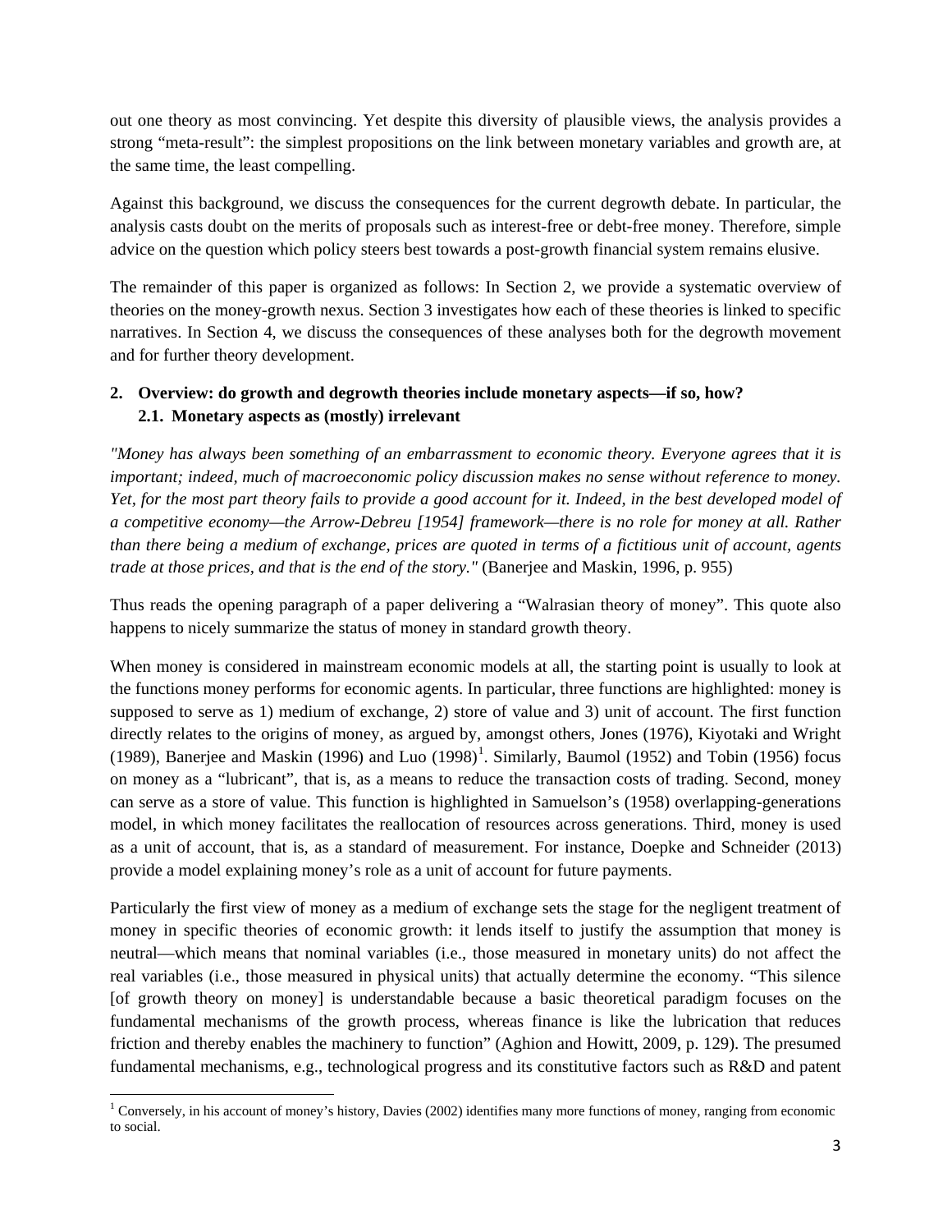out one theory as most convincing. Yet despite this diversity of plausible views, the analysis provides a strong "meta-result": the simplest propositions on the link between monetary variables and growth are, at the same time, the least compelling.

Against this background, we discuss the consequences for the current degrowth debate. In particular, the analysis casts doubt on the merits of proposals such as interest-free or debt-free money. Therefore, simple advice on the question which policy steers best towards a post-growth financial system remains elusive.

The remainder of this paper is organized as follows: In Section 2, we provide a systematic overview of theories on the money-growth nexus. Section 3 investigates how each of these theories is linked to specific narratives. In Section 4, we discuss the consequences of these analyses both for the degrowth movement and for further theory development.

## 2. Overview: do growth and degrowth theories include monetary aspects—if so, how?

### 2.1. Monetary aspects as (mostly) irrelevant

*"Money has always been something of an embarrassment to economic theory. Everyone agrees that it is important; indeed, much of macroeconomic policy discussion makes no sense without reference to money. Yet, for the most part theory fails to provide a good account for it. Indeed, in the best developed model of a competitive economy—the Arrow-Debreu [1954] framework—there is no role for money at all. Rather than there being a medium of exchange, prices are quoted in terms of a fictitious unit of account, agents trade at those prices, and that is the end of the story."* (Banerjee and Maskin, 1996, p. 955)

Thus reads the opening paragraph of a paper delivering a "Walrasian theory of money". This quote also happens to nicely summarize the status of money in standard growth theory.

When money is considered in mainstream economic models at all, the starting point is usually to look at the functions money performs for economic agents. In particular, three functions are highlighted: money is supposed to serve as 1) medium of exchange, 2) store of value and 3) unit of account. The first function directly relates to the origins of money, as argued by, amongst others, Jones (1976), Kiyotaki and Wright (1989), Banerjee and Maskin (1996) and Luo (1998)[1]. Similarly, Baumol (1952) and Tobin (1956) focus on money as a "lubricant", that is, as a means to reduce the transaction costs of trading. Second, money can serve as a store of value. This function is highlighted in Samuelson's (1958) overlapping-generations model, in which money facilitates the reallocation of resources across generations. Third, money is used as a unit of account, that is, as a standard of measurement. For instance, Doepke and Schneider (2013) provide a model explaining money's role as a unit of account for future payments.

Particularly the first view of money as a medium of exchange sets the stage for the negligent treatment of money in specific theories of economic growth: it lends itself to justify the assumption that money is neutral—which means that nominal variables (i.e., those measured in monetary units) do not affect the real variables (i.e., those measured in physical units) that actually determine the economy. "This silence [of growth theory on money] is understandable because a basic theoretical paradigm focuses on the fundamental mechanisms of the growth process, whereas finance is like the lubrication that reduces friction and thereby enables the machinery to function" (Aghion and Howitt, 2009, p. 129). The presumed fundamental mechanisms, e.g., technological progress and its constitutive factors such as R&D and patent

[1] Conversely, in his account of money's history, Davies (2002) identifies many more functions of money, ranging from economic to social.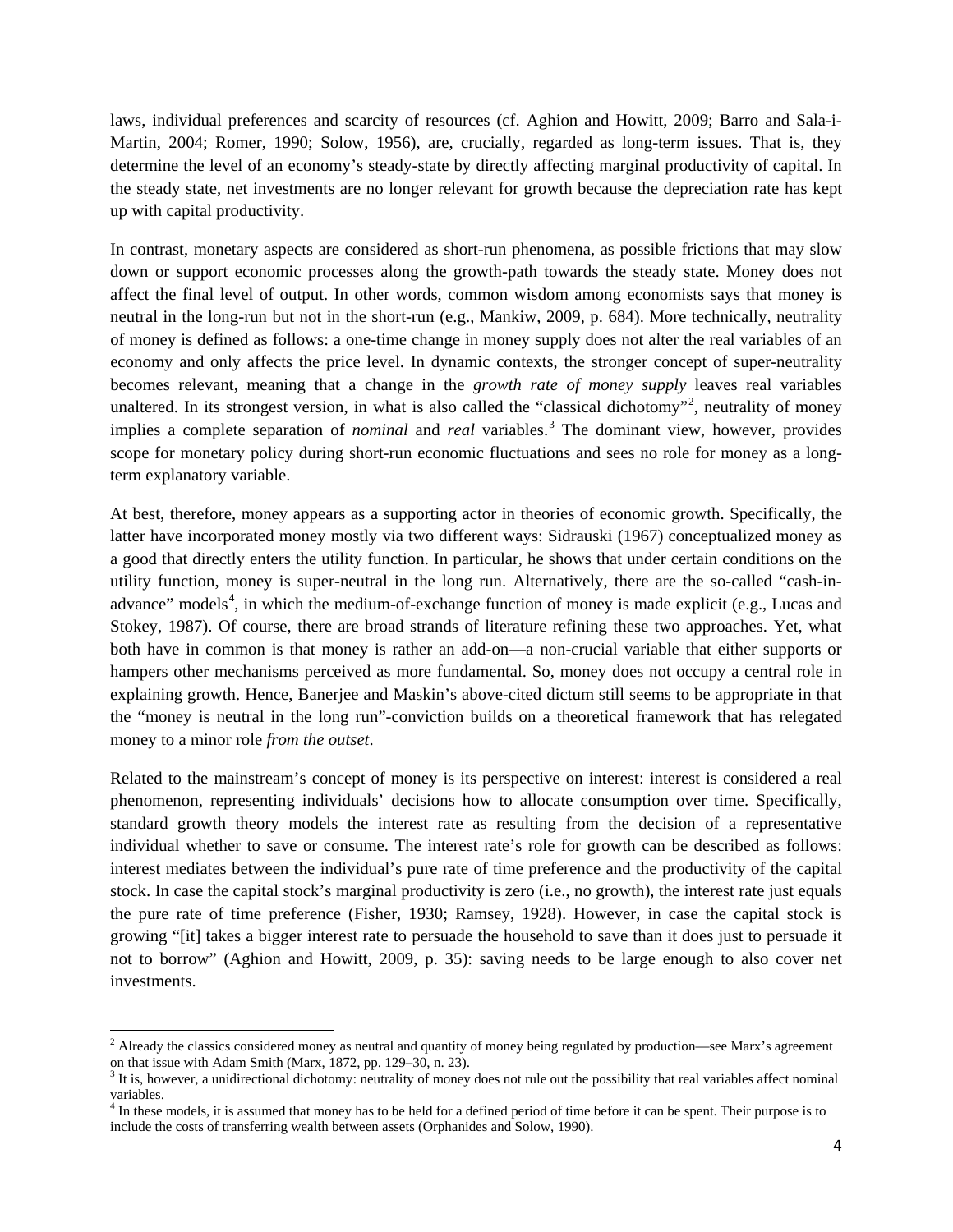laws, individual preferences and scarcity of resources (cf. Aghion and Howitt, 2009; Barro and Sala-i-Martin, 2004; Romer, 1990; Solow, 1956), are, crucially, regarded as long-term issues. That is, they determine the level of an economy's steady-state by directly affecting marginal productivity of capital. In the steady state, net investments are no longer relevant for growth because the depreciation rate has kept up with capital productivity.

In contrast, monetary aspects are considered as short-run phenomena, as possible frictions that may slow down or support economic processes along the growth-path towards the steady state. Money does not affect the final level of output. In other words, common wisdom among economists says that money is neutral in the long-run but not in the short-run (e.g., Mankiw, 2009, p. 684). More technically, neutrality of money is defined as follows: a one-time change in money supply does not alter the real variables of an economy and only affects the price level. In dynamic contexts, the stronger concept of super-neutrality becomes relevant, meaning that a change in the *growth rate of money supply* leaves real variables unaltered. In its strongest version, in what is also called the "classical dichotomy"[2], neutrality of money implies a complete separation of *nominal* and *real* variables.[3] The dominant view, however, provides scope for monetary policy during short-run economic fluctuations and sees no role for money as a long-term explanatory variable.

At best, therefore, money appears as a supporting actor in theories of economic growth. Specifically, the latter have incorporated money mostly via two different ways: Sidrauski (1967) conceptualized money as a good that directly enters the utility function. In particular, he shows that under certain conditions on the utility function, money is super-neutral in the long run. Alternatively, there are the so-called "cash-in-advance" models[4], in which the medium-of-exchange function of money is made explicit (e.g., Lucas and Stokey, 1987). Of course, there are broad strands of literature refining these two approaches. Yet, what both have in common is that money is rather an add-on—a non-crucial variable that either supports or hampers other mechanisms perceived as more fundamental. So, money does not occupy a central role in explaining growth. Hence, Banerjee and Maskin's above-cited dictum still seems to be appropriate in that the "money is neutral in the long run"-conviction builds on a theoretical framework that has relegated money to a minor role *from the outset*.

Related to the mainstream's concept of money is its perspective on interest: interest is considered a real phenomenon, representing individuals' decisions how to allocate consumption over time. Specifically, standard growth theory models the interest rate as resulting from the decision of a representative individual whether to save or consume. The interest rate's role for growth can be described as follows: interest mediates between the individual's pure rate of time preference and the productivity of the capital stock. In case the capital stock's marginal productivity is zero (i.e., no growth), the interest rate just equals the pure rate of time preference (Fisher, 1930; Ramsey, 1928). However, in case the capital stock is growing "[it] takes a bigger interest rate to persuade the household to save than it does just to persuade it not to borrow" (Aghion and Howitt, 2009, p. 35): saving needs to be large enough to also cover net investments.

---

[2] Already the classics considered money as neutral and quantity of money being regulated by production—see Marx's agreement on that issue with Adam Smith (Marx, 1872, pp. 129–30, n. 23).

[3] It is, however, a unidirectional dichotomy: neutrality of money does not rule out the possibility that real variables affect nominal variables.

[4] In these models, it is assumed that money has to be held for a defined period of time before it can be spent. Their purpose is to include the costs of transferring wealth between assets (Orphanides and Solow, 1990).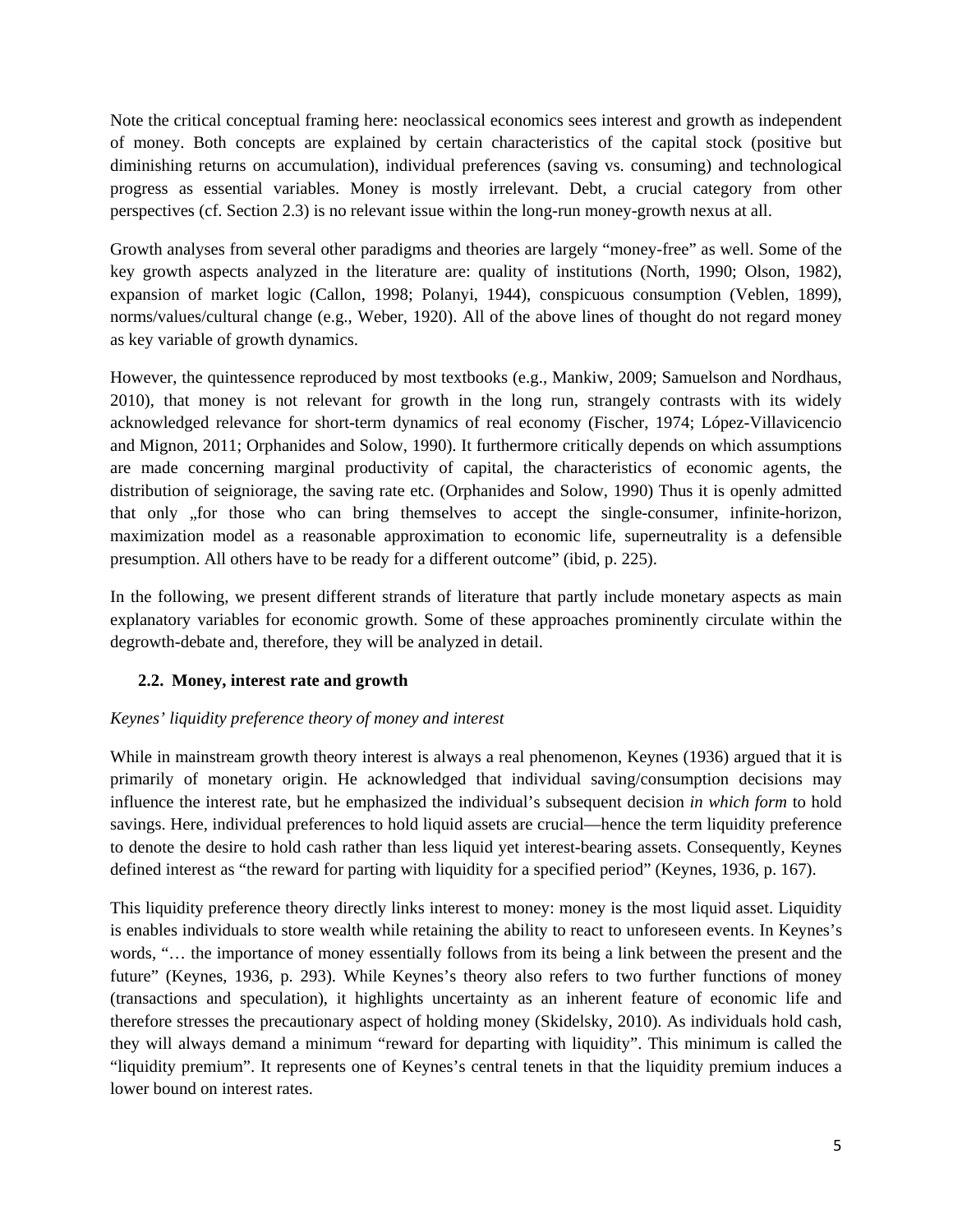Note the critical conceptual framing here: neoclassical economics sees interest and growth as independent of money. Both concepts are explained by certain characteristics of the capital stock (positive but diminishing returns on accumulation), individual preferences (saving vs. consuming) and technological progress as essential variables. Money is mostly irrelevant. Debt, a crucial category from other perspectives (cf. Section 2.3) is no relevant issue within the long-run money-growth nexus at all.

Growth analyses from several other paradigms and theories are largely "money-free" as well. Some of the key growth aspects analyzed in the literature are: quality of institutions (North, 1990; Olson, 1982), expansion of market logic (Callon, 1998; Polanyi, 1944), conspicuous consumption (Veblen, 1899), norms/values/cultural change (e.g., Weber, 1920). All of the above lines of thought do not regard money as key variable of growth dynamics.

However, the quintessence reproduced by most textbooks (e.g., Mankiw, 2009; Samuelson and Nordhaus, 2010), that money is not relevant for growth in the long run, strangely contrasts with its widely acknowledged relevance for short-term dynamics of real economy (Fischer, 1974; López-Villavicencio and Mignon, 2011; Orphanides and Solow, 1990). It furthermore critically depends on which assumptions are made concerning marginal productivity of capital, the characteristics of economic agents, the distribution of seigniorage, the saving rate etc. (Orphanides and Solow, 1990) Thus it is openly admitted that only „for those who can bring themselves to accept the single-consumer, infinite-horizon, maximization model as a reasonable approximation to economic life, superneutrality is a defensible presumption. All others have to be ready for a different outcome" (ibid, p. 225).

In the following, we present different strands of literature that partly include monetary aspects as main explanatory variables for economic growth. Some of these approaches prominently circulate within the degrowth-debate and, therefore, they will be analyzed in detail.

### 2.2. Money, interest rate and growth

*Keynes' liquidity preference theory of money and interest*

While in mainstream growth theory interest is always a real phenomenon, Keynes (1936) argued that it is primarily of monetary origin. He acknowledged that individual saving/consumption decisions may influence the interest rate, but he emphasized the individual's subsequent decision *in which form* to hold savings. Here, individual preferences to hold liquid assets are crucial—hence the term liquidity preference to denote the desire to hold cash rather than less liquid yet interest-bearing assets. Consequently, Keynes defined interest as "the reward for parting with liquidity for a specified period" (Keynes, 1936, p. 167).

This liquidity preference theory directly links interest to money: money is the most liquid asset. Liquidity is enables individuals to store wealth while retaining the ability to react to unforeseen events. In Keynes's words, "… the importance of money essentially follows from its being a link between the present and the future" (Keynes, 1936, p. 293). While Keynes's theory also refers to two further functions of money (transactions and speculation), it highlights uncertainty as an inherent feature of economic life and therefore stresses the precautionary aspect of holding money (Skidelsky, 2010). As individuals hold cash, they will always demand a minimum "reward for departing with liquidity". This minimum is called the "liquidity premium". It represents one of Keynes's central tenets in that the liquidity premium induces a lower bound on interest rates.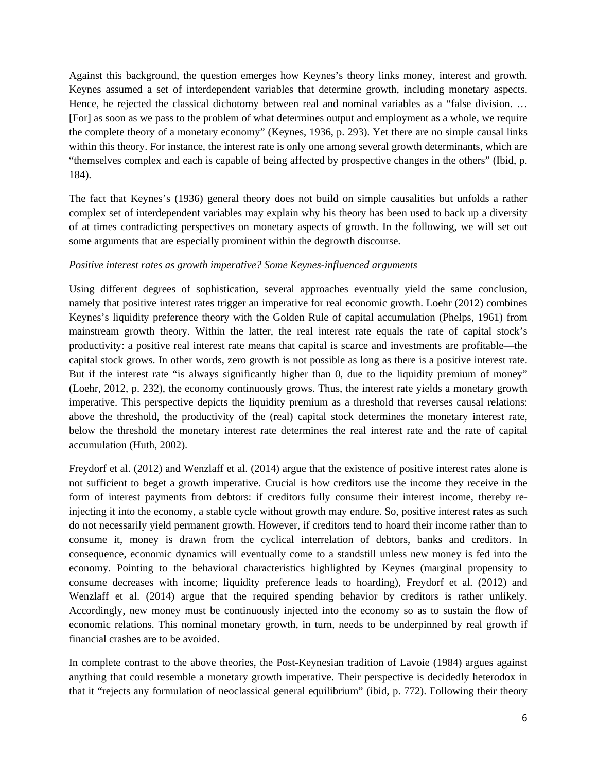Against this background, the question emerges how Keynes's theory links money, interest and growth. Keynes assumed a set of interdependent variables that determine growth, including monetary aspects. Hence, he rejected the classical dichotomy between real and nominal variables as a "false division. … [For] as soon as we pass to the problem of what determines output and employment as a whole, we require the complete theory of a monetary economy" (Keynes, 1936, p. 293). Yet there are no simple causal links within this theory. For instance, the interest rate is only one among several growth determinants, which are "themselves complex and each is capable of being affected by prospective changes in the others" (Ibid, p. 184).

The fact that Keynes's (1936) general theory does not build on simple causalities but unfolds a rather complex set of interdependent variables may explain why his theory has been used to back up a diversity of at times contradicting perspectives on monetary aspects of growth. In the following, we will set out some arguments that are especially prominent within the degrowth discourse.

*Positive interest rates as growth imperative? Some Keynes-influenced arguments*

Using different degrees of sophistication, several approaches eventually yield the same conclusion, namely that positive interest rates trigger an imperative for real economic growth. Loehr (2012) combines Keynes's liquidity preference theory with the Golden Rule of capital accumulation (Phelps, 1961) from mainstream growth theory. Within the latter, the real interest rate equals the rate of capital stock's productivity: a positive real interest rate means that capital is scarce and investments are profitable—the capital stock grows. In other words, zero growth is not possible as long as there is a positive interest rate. But if the interest rate "is always significantly higher than 0, due to the liquidity premium of money" (Loehr, 2012, p. 232), the economy continuously grows. Thus, the interest rate yields a monetary growth imperative. This perspective depicts the liquidity premium as a threshold that reverses causal relations: above the threshold, the productivity of the (real) capital stock determines the monetary interest rate, below the threshold the monetary interest rate determines the real interest rate and the rate of capital accumulation (Huth, 2002).

Freydorf et al. (2012) and Wenzlaff et al. (2014) argue that the existence of positive interest rates alone is not sufficient to beget a growth imperative. Crucial is how creditors use the income they receive in the form of interest payments from debtors: if creditors fully consume their interest income, thereby re-injecting it into the economy, a stable cycle without growth may endure. So, positive interest rates as such do not necessarily yield permanent growth. However, if creditors tend to hoard their income rather than to consume it, money is drawn from the cyclical interrelation of debtors, banks and creditors. In consequence, economic dynamics will eventually come to a standstill unless new money is fed into the economy. Pointing to the behavioral characteristics highlighted by Keynes (marginal propensity to consume decreases with income; liquidity preference leads to hoarding), Freydorf et al. (2012) and Wenzlaff et al. (2014) argue that the required spending behavior by creditors is rather unlikely. Accordingly, new money must be continuously injected into the economy so as to sustain the flow of economic relations. This nominal monetary growth, in turn, needs to be underpinned by real growth if financial crashes are to be avoided.

In complete contrast to the above theories, the Post-Keynesian tradition of Lavoie (1984) argues against anything that could resemble a monetary growth imperative. Their perspective is decidedly heterodox in that it "rejects any formulation of neoclassical general equilibrium" (ibid, p. 772). Following their theory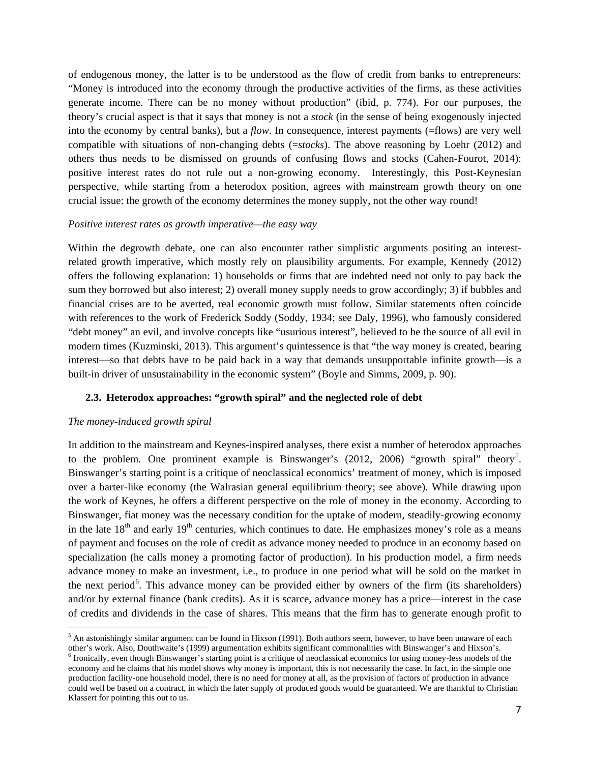of endogenous money, the latter is to be understood as the flow of credit from banks to entrepreneurs: "Money is introduced into the economy through the productive activities of the firms, as these activities generate income. There can be no money without production" (ibid, p. 774). For our purposes, the theory's crucial aspect is that it says that money is not a *stock* (in the sense of being exogenously injected into the economy by central banks), but a *flow*. In consequence, interest payments (=flows) are very well compatible with situations of non-changing debts (=*stocks*). The above reasoning by Loehr (2012) and others thus needs to be dismissed on grounds of confusing flows and stocks (Cahen-Fourot, 2014): positive interest rates do not rule out a non-growing economy. Interestingly, this Post-Keynesian perspective, while starting from a heterodox position, agrees with mainstream growth theory on one crucial issue: the growth of the economy determines the money supply, not the other way round!

*Positive interest rates as growth imperative—the easy way*

Within the degrowth debate, one can also encounter rather simplistic arguments positing an interest-related growth imperative, which mostly rely on plausibility arguments. For example, Kennedy (2012) offers the following explanation: 1) households or firms that are indebted need not only to pay back the sum they borrowed but also interest; 2) overall money supply needs to grow accordingly; 3) if bubbles and financial crises are to be averted, real economic growth must follow. Similar statements often coincide with references to the work of Frederick Soddy (Soddy, 1934; see Daly, 1996), who famously considered "debt money" an evil, and involve concepts like "usurious interest", believed to be the source of all evil in modern times (Kuzminski, 2013). This argument's quintessence is that "the way money is created, bearing interest—so that debts have to be paid back in a way that demands unsupportable infinite growth—is a built-in driver of unsustainability in the economic system" (Boyle and Simms, 2009, p. 90).

### 2.3. Heterodox approaches: "growth spiral" and the neglected role of debt

*The money-induced growth spiral*

In addition to the mainstream and Keynes-inspired analyses, there exist a number of heterodox approaches to the problem. One prominent example is Binswanger's (2012, 2006) "growth spiral" theory[5]. Binswanger's starting point is a critique of neoclassical economics' treatment of money, which is imposed over a barter-like economy (the Walrasian general equilibrium theory; see above). While drawing upon the work of Keynes, he offers a different perspective on the role of money in the economy. According to Binswanger, fiat money was the necessary condition for the uptake of modern, steadily-growing economy in the late 18th and early 19th centuries, which continues to date. He emphasizes money's role as a means of payment and focuses on the role of credit as advance money needed to produce in an economy based on specialization (he calls money a promoting factor of production). In his production model, a firm needs advance money to make an investment, i.e., to produce in one period what will be sold on the market in the next period[6]. This advance money can be provided either by owners of the firm (its shareholders) and/or by external finance (bank credits). As it is scarce, advance money has a price—interest in the case of credits and dividends in the case of shares. This means that the firm has to generate enough profit to

[5] An astonishingly similar argument can be found in Hixson (1991). Both authors seem, however, to have been unaware of each other's work. Also, Douthwaite's (1999) argumentation exhibits significant commonalities with Binswanger's and Hixson's.

[6] Ironically, even though Binswanger's starting point is a critique of neoclassical economics for using money-less models of the economy and he claims that his model shows why money is important, this is not necessarily the case. In fact, in the simple one production facility-one household model, there is no need for money at all, as the provision of factors of production in advance could well be based on a contract, in which the later supply of produced goods would be guaranteed. We are thankful to Christian Klassert for pointing this out to us.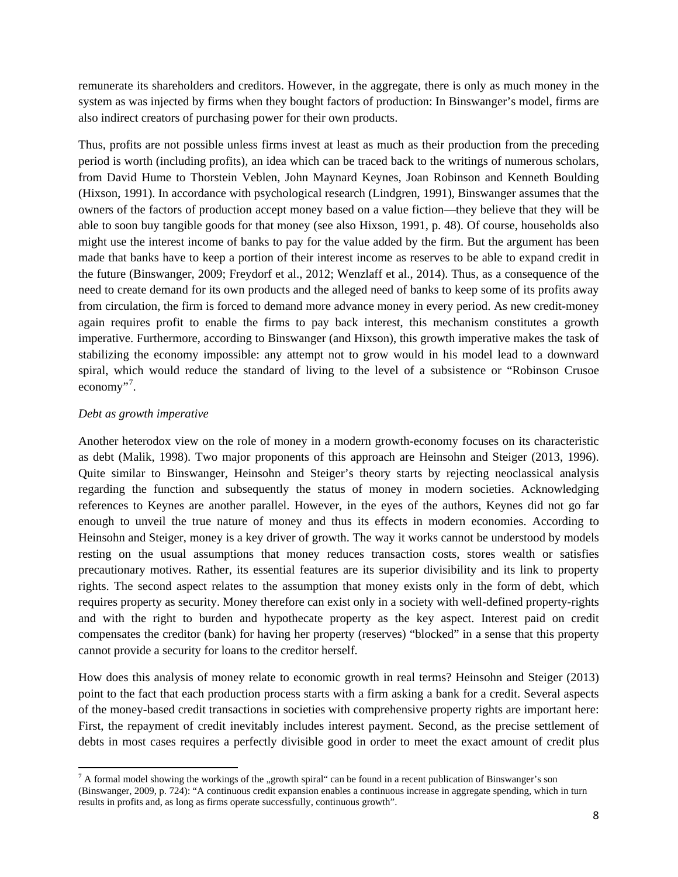remunerate its shareholders and creditors. However, in the aggregate, there is only as much money in the system as was injected by firms when they bought factors of production: In Binswanger's model, firms are also indirect creators of purchasing power for their own products.

Thus, profits are not possible unless firms invest at least as much as their production from the preceding period is worth (including profits), an idea which can be traced back to the writings of numerous scholars, from David Hume to Thorstein Veblen, John Maynard Keynes, Joan Robinson and Kenneth Boulding (Hixson, 1991). In accordance with psychological research (Lindgren, 1991), Binswanger assumes that the owners of the factors of production accept money based on a value fiction—they believe that they will be able to soon buy tangible goods for that money (see also Hixson, 1991, p. 48). Of course, households also might use the interest income of banks to pay for the value added by the firm. But the argument has been made that banks have to keep a portion of their interest income as reserves to be able to expand credit in the future (Binswanger, 2009; Freydorf et al., 2012; Wenzlaff et al., 2014). Thus, as a consequence of the need to create demand for its own products and the alleged need of banks to keep some of its profits away from circulation, the firm is forced to demand more advance money in every period. As new credit-money again requires profit to enable the firms to pay back interest, this mechanism constitutes a growth imperative. Furthermore, according to Binswanger (and Hixson), this growth imperative makes the task of stabilizing the economy impossible: any attempt not to grow would in his model lead to a downward spiral, which would reduce the standard of living to the level of a subsistence or "Robinson Crusoe economy"[7].

*Debt as growth imperative*

Another heterodox view on the role of money in a modern growth-economy focuses on its characteristic as debt (Malik, 1998). Two major proponents of this approach are Heinsohn and Steiger (2013, 1996). Quite similar to Binswanger, Heinsohn and Steiger's theory starts by rejecting neoclassical analysis regarding the function and subsequently the status of money in modern societies. Acknowledging references to Keynes are another parallel. However, in the eyes of the authors, Keynes did not go far enough to unveil the true nature of money and thus its effects in modern economies. According to Heinsohn and Steiger, money is a key driver of growth. The way it works cannot be understood by models resting on the usual assumptions that money reduces transaction costs, stores wealth or satisfies precautionary motives. Rather, its essential features are its superior divisibility and its link to property rights. The second aspect relates to the assumption that money exists only in the form of debt, which requires property as security. Money therefore can exist only in a society with well-defined property-rights and with the right to burden and hypothecate property as the key aspect. Interest paid on credit compensates the creditor (bank) for having her property (reserves) "blocked" in a sense that this property cannot provide a security for loans to the creditor herself.

How does this analysis of money relate to economic growth in real terms? Heinsohn and Steiger (2013) point to the fact that each production process starts with a firm asking a bank for a credit. Several aspects of the money-based credit transactions in societies with comprehensive property rights are important here: First, the repayment of credit inevitably includes interest payment. Second, as the precise settlement of debts in most cases requires a perfectly divisible good in order to meet the exact amount of credit plus

[7] A formal model showing the workings of the „growth spiral" can be found in a recent publication of Binswanger's son (Binswanger, 2009, p. 724): "A continuous credit expansion enables a continuous increase in aggregate spending, which in turn results in profits and, as long as firms operate successfully, continuous growth".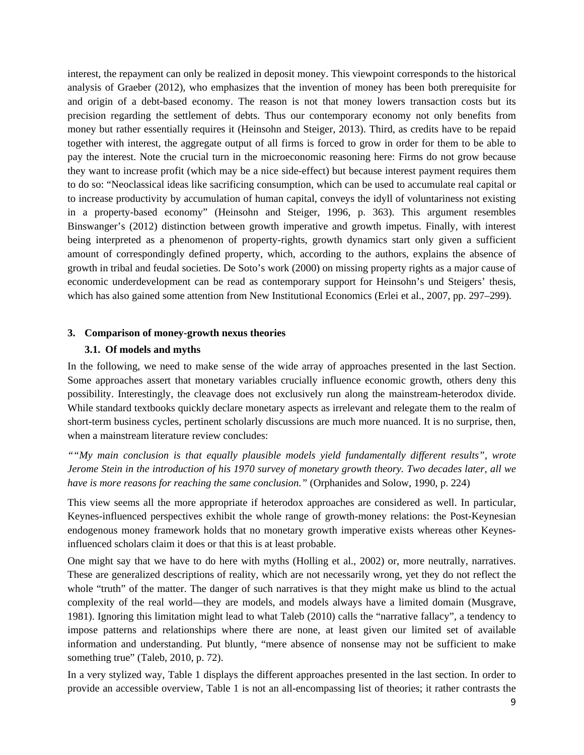interest, the repayment can only be realized in deposit money. This viewpoint corresponds to the historical analysis of Graeber (2012), who emphasizes that the invention of money has been both prerequisite for and origin of a debt-based economy. The reason is not that money lowers transaction costs but its precision regarding the settlement of debts. Thus our contemporary economy not only benefits from money but rather essentially requires it (Heinsohn and Steiger, 2013). Third, as credits have to be repaid together with interest, the aggregate output of all firms is forced to grow in order for them to be able to pay the interest. Note the crucial turn in the microeconomic reasoning here: Firms do not grow because they want to increase profit (which may be a nice side-effect) but because interest payment requires them to do so: "Neoclassical ideas like sacrificing consumption, which can be used to accumulate real capital or to increase productivity by accumulation of human capital, conveys the idyll of voluntariness not existing in a property-based economy" (Heinsohn and Steiger, 1996, p. 363). This argument resembles Binswanger's (2012) distinction between growth imperative and growth impetus. Finally, with interest being interpreted as a phenomenon of property-rights, growth dynamics start only given a sufficient amount of correspondingly defined property, which, according to the authors, explains the absence of growth in tribal and feudal societies. De Soto's work (2000) on missing property rights as a major cause of economic underdevelopment can be read as contemporary support for Heinsohn's und Steigers' thesis, which has also gained some attention from New Institutional Economics (Erlei et al., 2007, pp. 297–299).

## 3. Comparison of money-growth nexus theories

### 3.1. Of models and myths

In the following, we need to make sense of the wide array of approaches presented in the last Section. Some approaches assert that monetary variables crucially influence economic growth, others deny this possibility. Interestingly, the cleavage does not exclusively run along the mainstream-heterodox divide. While standard textbooks quickly declare monetary aspects as irrelevant and relegate them to the realm of short-term business cycles, pertinent scholarly discussions are much more nuanced. It is no surprise, then, when a mainstream literature review concludes:

*""My main conclusion is that equally plausible models yield fundamentally different results", wrote Jerome Stein in the introduction of his 1970 survey of monetary growth theory. Two decades later, all we have is more reasons for reaching the same conclusion."* (Orphanides and Solow, 1990, p. 224)

This view seems all the more appropriate if heterodox approaches are considered as well. In particular, Keynes-influenced perspectives exhibit the whole range of growth-money relations: the Post-Keynesian endogenous money framework holds that no monetary growth imperative exists whereas other Keynes-influenced scholars claim it does or that this is at least probable.

One might say that we have to do here with myths (Holling et al., 2002) or, more neutrally, narratives. These are generalized descriptions of reality, which are not necessarily wrong, yet they do not reflect the whole "truth" of the matter. The danger of such narratives is that they might make us blind to the actual complexity of the real world—they are models, and models always have a limited domain (Musgrave, 1981). Ignoring this limitation might lead to what Taleb (2010) calls the "narrative fallacy", a tendency to impose patterns and relationships where there are none, at least given our limited set of available information and understanding. Put bluntly, "mere absence of nonsense may not be sufficient to make something true" (Taleb, 2010, p. 72).

In a very stylized way, Table 1 displays the different approaches presented in the last section. In order to provide an accessible overview, Table 1 is not an all-encompassing list of theories; it rather contrasts the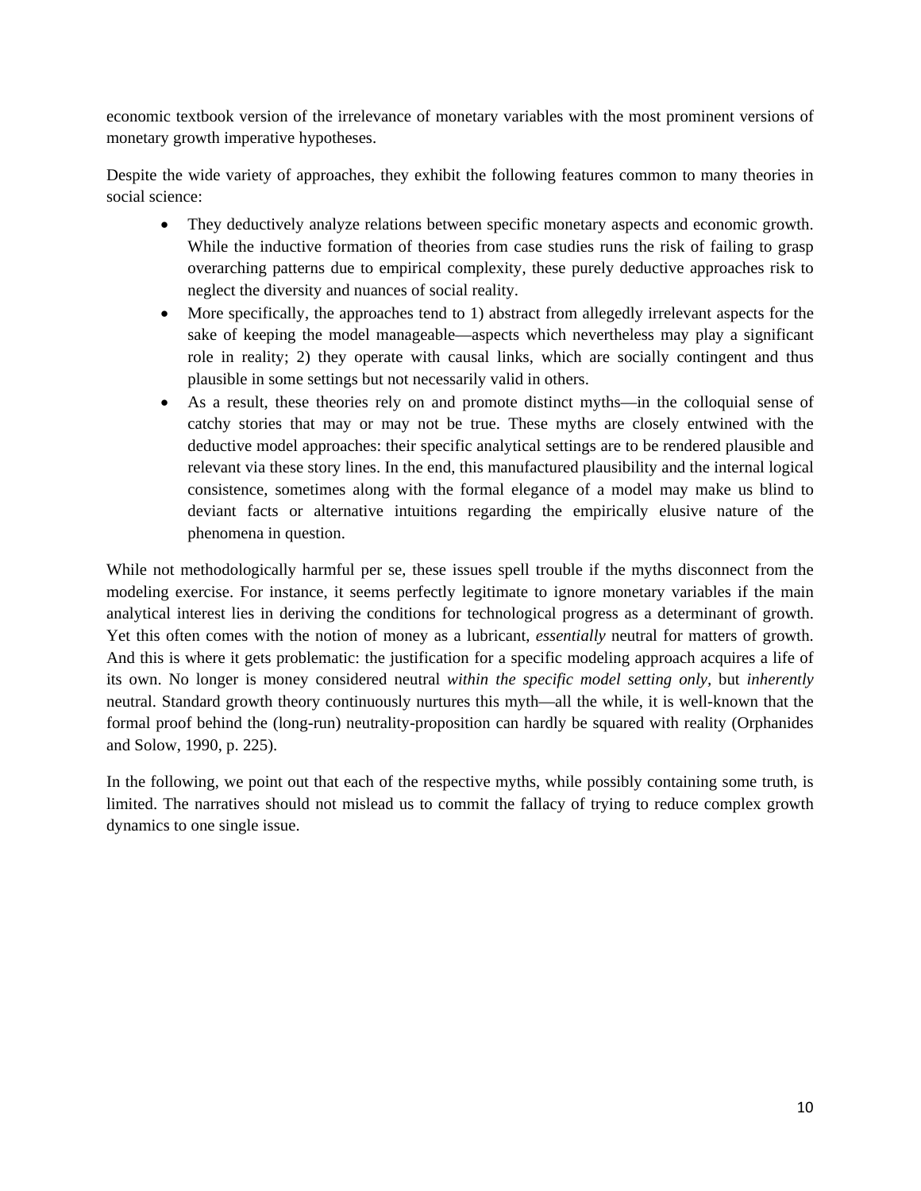economic textbook version of the irrelevance of monetary variables with the most prominent versions of monetary growth imperative hypotheses.

Despite the wide variety of approaches, they exhibit the following features common to many theories in social science:

- They deductively analyze relations between specific monetary aspects and economic growth. While the inductive formation of theories from case studies runs the risk of failing to grasp overarching patterns due to empirical complexity, these purely deductive approaches risk to neglect the diversity and nuances of social reality.
- More specifically, the approaches tend to 1) abstract from allegedly irrelevant aspects for the sake of keeping the model manageable—aspects which nevertheless may play a significant role in reality; 2) they operate with causal links, which are socially contingent and thus plausible in some settings but not necessarily valid in others.
- As a result, these theories rely on and promote distinct myths—in the colloquial sense of catchy stories that may or may not be true. These myths are closely entwined with the deductive model approaches: their specific analytical settings are to be rendered plausible and relevant via these story lines. In the end, this manufactured plausibility and the internal logical consistence, sometimes along with the formal elegance of a model may make us blind to deviant facts or alternative intuitions regarding the empirically elusive nature of the phenomena in question.

While not methodologically harmful per se, these issues spell trouble if the myths disconnect from the modeling exercise. For instance, it seems perfectly legitimate to ignore monetary variables if the main analytical interest lies in deriving the conditions for technological progress as a determinant of growth. Yet this often comes with the notion of money as a lubricant, *essentially* neutral for matters of growth. And this is where it gets problematic: the justification for a specific modeling approach acquires a life of its own. No longer is money considered neutral *within the specific model setting only*, but *inherently* neutral. Standard growth theory continuously nurtures this myth—all the while, it is well-known that the formal proof behind the (long-run) neutrality-proposition can hardly be squared with reality (Orphanides and Solow, 1990, p. 225).

In the following, we point out that each of the respective myths, while possibly containing some truth, is limited. The narratives should not mislead us to commit the fallacy of trying to reduce complex growth dynamics to one single issue.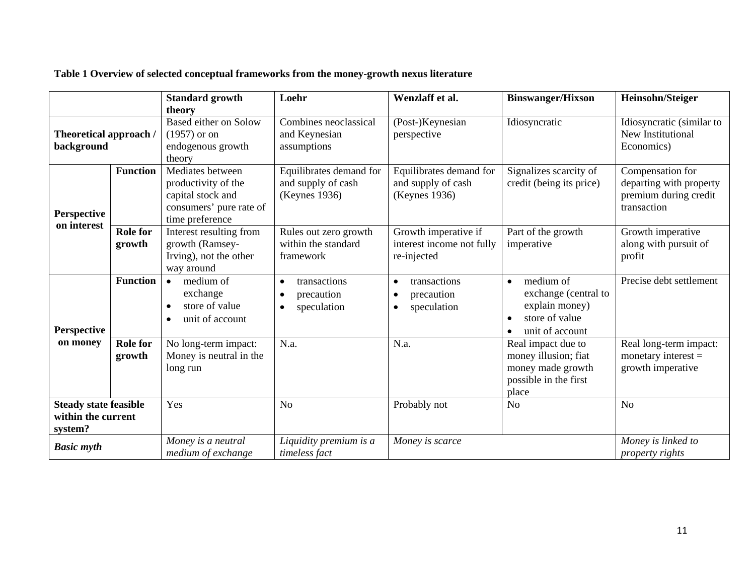**Table 1 Overview of selected conceptual frameworks from the money-growth nexus literature**

| | | Standard growth theory | Loehr | Wenzlaff et al. | Binswanger/Hixson | Heinsohn/Steiger |
|---|---|---|---|---|---|---|
| **Theoretical approach / background** | | Based either on Solow (1957) or on endogenous growth theory | Combines neoclassical and Keynesian assumptions | (Post-)Keynesian perspective | Idiosyncratic | Idiosyncratic (similar to New Institutional Economics) |
| **Perspective on interest** | **Function** | Mediates between productivity of the capital stock and consumers' pure rate of time preference | Equilibrates demand for and supply of cash (Keynes 1936) | Equilibrates demand for and supply of cash (Keynes 1936) | Signalizes scarcity of credit (being its price) | Compensation for departing with property premium during credit transaction |
| | **Role for growth** | Interest resulting from growth (Ramsey-Irving), not the other way around | Rules out zero growth within the standard framework | Growth imperative if interest income not fully re-injected | Part of the growth imperative | Growth imperative along with pursuit of profit |
| **Perspective on money** | **Function** | • medium of exchange<br>• store of value<br>• unit of account | • transactions<br>• precaution<br>• speculation | • transactions<br>• precaution<br>• speculation | • medium of exchange (central to explain money)<br>• store of value<br>• unit of account | Precise debt settlement |
| | **Role for growth** | No long-term impact: Money is neutral in the long run | N.a. | N.a. | Real impact due to money illusion; fiat money made growth possible in the first place | Real long-term impact: monetary interest = growth imperative |
| **Steady state feasible within the current system?** | | Yes | No | Probably not | No | No |
| ***Basic myth*** | | *Money is a neutral medium of exchange* | *Liquidity premium is a timeless fact* | *Money is scarce* | | *Money is linked to property rights* |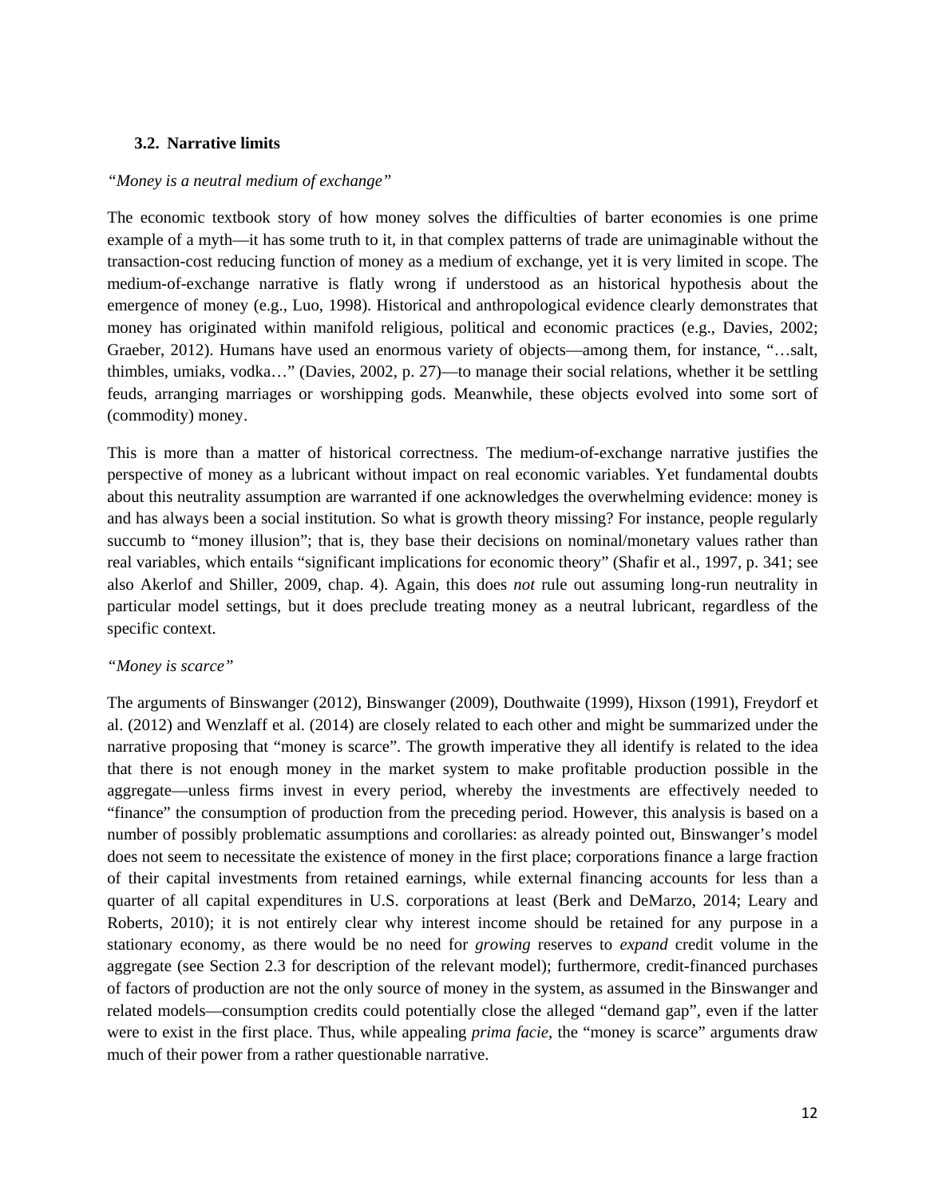### 3.2. Narrative limits

*"Money is a neutral medium of exchange"*

The economic textbook story of how money solves the difficulties of barter economies is one prime example of a myth—it has some truth to it, in that complex patterns of trade are unimaginable without the transaction-cost reducing function of money as a medium of exchange, yet it is very limited in scope. The medium-of-exchange narrative is flatly wrong if understood as an historical hypothesis about the emergence of money (e.g., Luo, 1998). Historical and anthropological evidence clearly demonstrates that money has originated within manifold religious, political and economic practices (e.g., Davies, 2002; Graeber, 2012). Humans have used an enormous variety of objects—among them, for instance, "…salt, thimbles, umiaks, vodka…" (Davies, 2002, p. 27)—to manage their social relations, whether it be settling feuds, arranging marriages or worshipping gods. Meanwhile, these objects evolved into some sort of (commodity) money.

This is more than a matter of historical correctness. The medium-of-exchange narrative justifies the perspective of money as a lubricant without impact on real economic variables. Yet fundamental doubts about this neutrality assumption are warranted if one acknowledges the overwhelming evidence: money is and has always been a social institution. So what is growth theory missing? For instance, people regularly succumb to "money illusion"; that is, they base their decisions on nominal/monetary values rather than real variables, which entails "significant implications for economic theory" (Shafir et al., 1997, p. 341; see also Akerlof and Shiller, 2009, chap. 4). Again, this does *not* rule out assuming long-run neutrality in particular model settings, but it does preclude treating money as a neutral lubricant, regardless of the specific context.

*"Money is scarce"*

The arguments of Binswanger (2012), Binswanger (2009), Douthwaite (1999), Hixson (1991), Freydorf et al. (2012) and Wenzlaff et al. (2014) are closely related to each other and might be summarized under the narrative proposing that "money is scarce". The growth imperative they all identify is related to the idea that there is not enough money in the market system to make profitable production possible in the aggregate—unless firms invest in every period, whereby the investments are effectively needed to "finance" the consumption of production from the preceding period. However, this analysis is based on a number of possibly problematic assumptions and corollaries: as already pointed out, Binswanger's model does not seem to necessitate the existence of money in the first place; corporations finance a large fraction of their capital investments from retained earnings, while external financing accounts for less than a quarter of all capital expenditures in U.S. corporations at least (Berk and DeMarzo, 2014; Leary and Roberts, 2010); it is not entirely clear why interest income should be retained for any purpose in a stationary economy, as there would be no need for *growing* reserves to *expand* credit volume in the aggregate (see Section 2.3 for description of the relevant model); furthermore, credit-financed purchases of factors of production are not the only source of money in the system, as assumed in the Binswanger and related models—consumption credits could potentially close the alleged "demand gap", even if the latter were to exist in the first place. Thus, while appealing *prima facie*, the "money is scarce" arguments draw much of their power from a rather questionable narrative.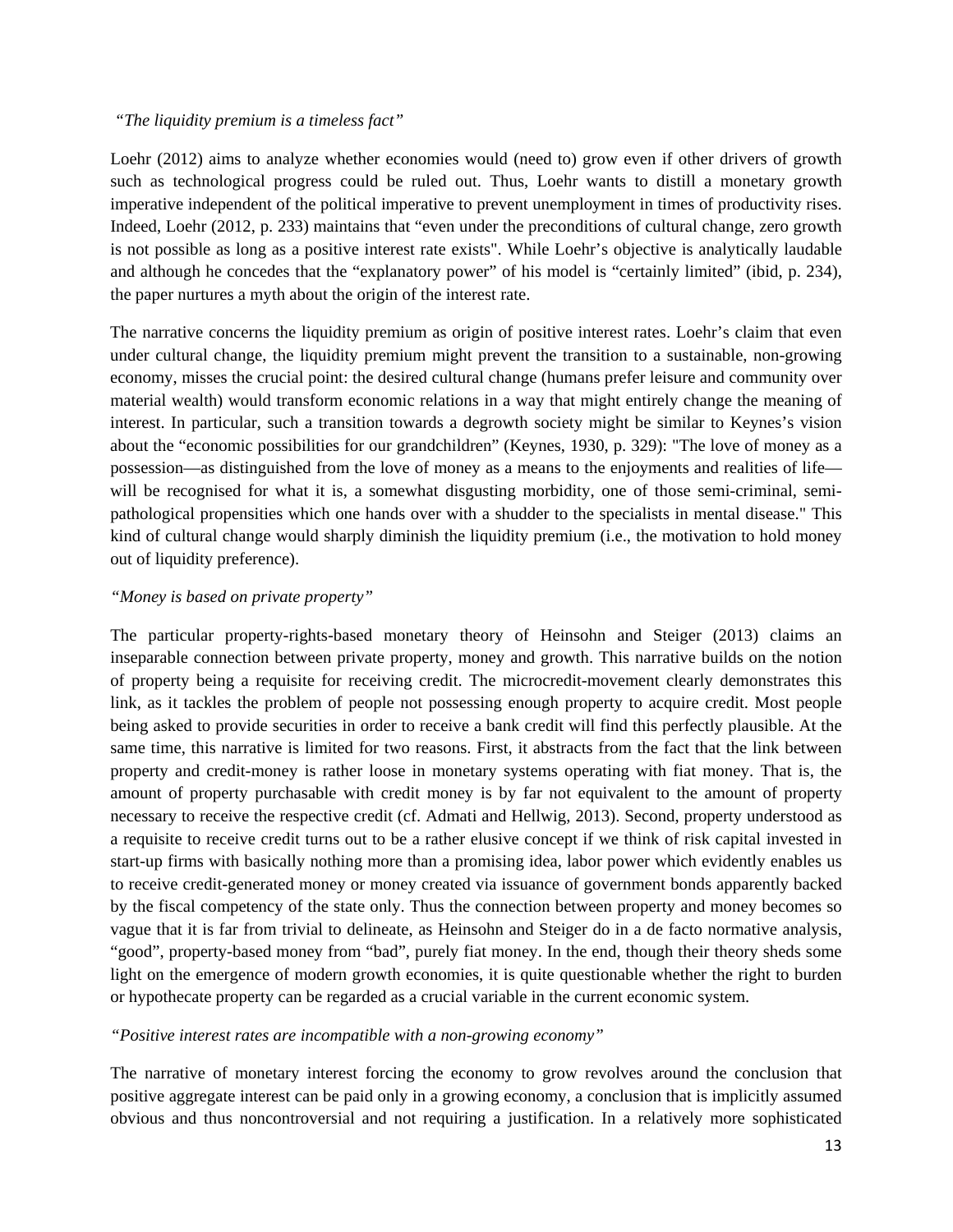*"The liquidity premium is a timeless fact"*

Loehr (2012) aims to analyze whether economies would (need to) grow even if other drivers of growth such as technological progress could be ruled out. Thus, Loehr wants to distill a monetary growth imperative independent of the political imperative to prevent unemployment in times of productivity rises. Indeed, Loehr (2012, p. 233) maintains that "even under the preconditions of cultural change, zero growth is not possible as long as a positive interest rate exists". While Loehr's objective is analytically laudable and although he concedes that the "explanatory power" of his model is "certainly limited" (ibid, p. 234), the paper nurtures a myth about the origin of the interest rate.

The narrative concerns the liquidity premium as origin of positive interest rates. Loehr's claim that even under cultural change, the liquidity premium might prevent the transition to a sustainable, non-growing economy, misses the crucial point: the desired cultural change (humans prefer leisure and community over material wealth) would transform economic relations in a way that might entirely change the meaning of interest. In particular, such a transition towards a degrowth society might be similar to Keynes's vision about the "economic possibilities for our grandchildren" (Keynes, 1930, p. 329): "The love of money as a possession—as distinguished from the love of money as a means to the enjoyments and realities of life—will be recognised for what it is, a somewhat disgusting morbidity, one of those semi-criminal, semi-pathological propensities which one hands over with a shudder to the specialists in mental disease." This kind of cultural change would sharply diminish the liquidity premium (i.e., the motivation to hold money out of liquidity preference).

*"Money is based on private property"*

The particular property-rights-based monetary theory of Heinsohn and Steiger (2013) claims an inseparable connection between private property, money and growth. This narrative builds on the notion of property being a requisite for receiving credit. The microcredit-movement clearly demonstrates this link, as it tackles the problem of people not possessing enough property to acquire credit. Most people being asked to provide securities in order to receive a bank credit will find this perfectly plausible. At the same time, this narrative is limited for two reasons. First, it abstracts from the fact that the link between property and credit-money is rather loose in monetary systems operating with fiat money. That is, the amount of property purchasable with credit money is by far not equivalent to the amount of property necessary to receive the respective credit (cf. Admati and Hellwig, 2013). Second, property understood as a requisite to receive credit turns out to be a rather elusive concept if we think of risk capital invested in start-up firms with basically nothing more than a promising idea, labor power which evidently enables us to receive credit-generated money or money created via issuance of government bonds apparently backed by the fiscal competency of the state only. Thus the connection between property and money becomes so vague that it is far from trivial to delineate, as Heinsohn and Steiger do in a de facto normative analysis, "good", property-based money from "bad", purely fiat money. In the end, though their theory sheds some light on the emergence of modern growth economies, it is quite questionable whether the right to burden or hypothecate property can be regarded as a crucial variable in the current economic system.

*"Positive interest rates are incompatible with a non-growing economy"*

The narrative of monetary interest forcing the economy to grow revolves around the conclusion that positive aggregate interest can be paid only in a growing economy, a conclusion that is implicitly assumed obvious and thus noncontroversial and not requiring a justification. In a relatively more sophisticated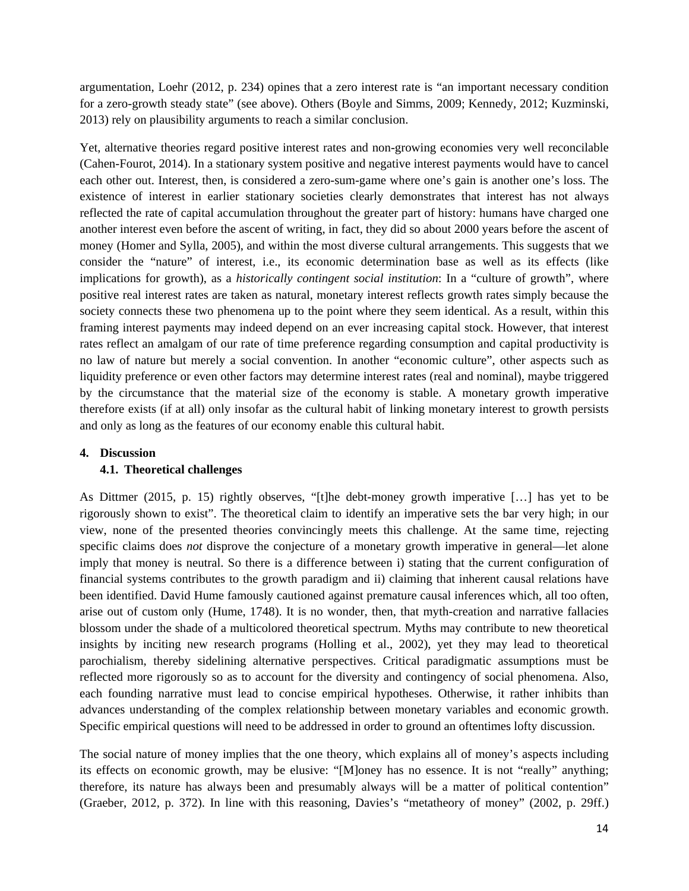argumentation, Loehr (2012, p. 234) opines that a zero interest rate is "an important necessary condition for a zero-growth steady state" (see above). Others (Boyle and Simms, 2009; Kennedy, 2012; Kuzminski, 2013) rely on plausibility arguments to reach a similar conclusion.

Yet, alternative theories regard positive interest rates and non-growing economies very well reconcilable (Cahen-Fourot, 2014). In a stationary system positive and negative interest payments would have to cancel each other out. Interest, then, is considered a zero-sum-game where one's gain is another one's loss. The existence of interest in earlier stationary societies clearly demonstrates that interest has not always reflected the rate of capital accumulation throughout the greater part of history: humans have charged one another interest even before the ascent of writing, in fact, they did so about 2000 years before the ascent of money (Homer and Sylla, 2005), and within the most diverse cultural arrangements. This suggests that we consider the "nature" of interest, i.e., its economic determination base as well as its effects (like implications for growth), as a *historically contingent social institution*: In a "culture of growth", where positive real interest rates are taken as natural, monetary interest reflects growth rates simply because the society connects these two phenomena up to the point where they seem identical. As a result, within this framing interest payments may indeed depend on an ever increasing capital stock. However, that interest rates reflect an amalgam of our rate of time preference regarding consumption and capital productivity is no law of nature but merely a social convention. In another "economic culture", other aspects such as liquidity preference or even other factors may determine interest rates (real and nominal), maybe triggered by the circumstance that the material size of the economy is stable. A monetary growth imperative therefore exists (if at all) only insofar as the cultural habit of linking monetary interest to growth persists and only as long as the features of our economy enable this cultural habit.

## 4. Discussion

### 4.1. Theoretical challenges

As Dittmer (2015, p. 15) rightly observes, "[t]he debt-money growth imperative […] has yet to be rigorously shown to exist". The theoretical claim to identify an imperative sets the bar very high; in our view, none of the presented theories convincingly meets this challenge. At the same time, rejecting specific claims does *not* disprove the conjecture of a monetary growth imperative in general—let alone imply that money is neutral. So there is a difference between i) stating that the current configuration of financial systems contributes to the growth paradigm and ii) claiming that inherent causal relations have been identified. David Hume famously cautioned against premature causal inferences which, all too often, arise out of custom only (Hume, 1748). It is no wonder, then, that myth-creation and narrative fallacies blossom under the shade of a multicolored theoretical spectrum. Myths may contribute to new theoretical insights by inciting new research programs (Holling et al., 2002), yet they may lead to theoretical parochialism, thereby sidelining alternative perspectives. Critical paradigmatic assumptions must be reflected more rigorously so as to account for the diversity and contingency of social phenomena. Also, each founding narrative must lead to concise empirical hypotheses. Otherwise, it rather inhibits than advances understanding of the complex relationship between monetary variables and economic growth. Specific empirical questions will need to be addressed in order to ground an oftentimes lofty discussion.

The social nature of money implies that the one theory, which explains all of money's aspects including its effects on economic growth, may be elusive: "[M]oney has no essence. It is not "really" anything; therefore, its nature has always been and presumably always will be a matter of political contention" (Graeber, 2012, p. 372). In line with this reasoning, Davies's "metatheory of money" (2002, p. 29ff.)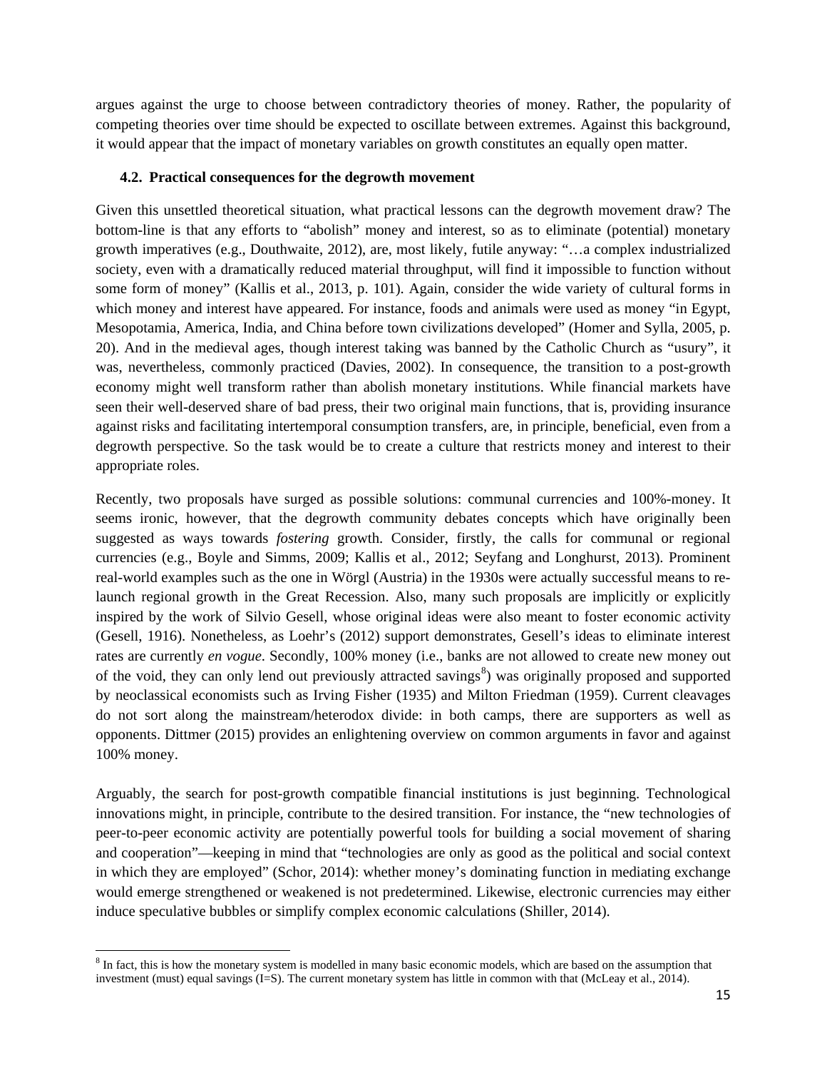argues against the urge to choose between contradictory theories of money. Rather, the popularity of competing theories over time should be expected to oscillate between extremes. Against this background, it would appear that the impact of monetary variables on growth constitutes an equally open matter.

### 4.2. Practical consequences for the degrowth movement

Given this unsettled theoretical situation, what practical lessons can the degrowth movement draw? The bottom-line is that any efforts to "abolish" money and interest, so as to eliminate (potential) monetary growth imperatives (e.g., Douthwaite, 2012), are, most likely, futile anyway: "…a complex industrialized society, even with a dramatically reduced material throughput, will find it impossible to function without some form of money" (Kallis et al., 2013, p. 101). Again, consider the wide variety of cultural forms in which money and interest have appeared. For instance, foods and animals were used as money "in Egypt, Mesopotamia, America, India, and China before town civilizations developed" (Homer and Sylla, 2005, p. 20). And in the medieval ages, though interest taking was banned by the Catholic Church as "usury", it was, nevertheless, commonly practiced (Davies, 2002). In consequence, the transition to a post-growth economy might well transform rather than abolish monetary institutions. While financial markets have seen their well-deserved share of bad press, their two original main functions, that is, providing insurance against risks and facilitating intertemporal consumption transfers, are, in principle, beneficial, even from a degrowth perspective. So the task would be to create a culture that restricts money and interest to their appropriate roles.

Recently, two proposals have surged as possible solutions: communal currencies and 100%-money. It seems ironic, however, that the degrowth community debates concepts which have originally been suggested as ways towards *fostering* growth. Consider, firstly, the calls for communal or regional currencies (e.g., Boyle and Simms, 2009; Kallis et al., 2012; Seyfang and Longhurst, 2013). Prominent real-world examples such as the one in Wörgl (Austria) in the 1930s were actually successful means to re-launch regional growth in the Great Recession. Also, many such proposals are implicitly or explicitly inspired by the work of Silvio Gesell, whose original ideas were also meant to foster economic activity (Gesell, 1916). Nonetheless, as Loehr's (2012) support demonstrates, Gesell's ideas to eliminate interest rates are currently *en vogue*. Secondly, 100% money (i.e., banks are not allowed to create new money out of the void, they can only lend out previously attracted savings[8]) was originally proposed and supported by neoclassical economists such as Irving Fisher (1935) and Milton Friedman (1959). Current cleavages do not sort along the mainstream/heterodox divide: in both camps, there are supporters as well as opponents. Dittmer (2015) provides an enlightening overview on common arguments in favor and against 100% money.

Arguably, the search for post-growth compatible financial institutions is just beginning. Technological innovations might, in principle, contribute to the desired transition. For instance, the "new technologies of peer-to-peer economic activity are potentially powerful tools for building a social movement of sharing and cooperation"—keeping in mind that "technologies are only as good as the political and social context in which they are employed" (Schor, 2014): whether money's dominating function in mediating exchange would emerge strengthened or weakened is not predetermined. Likewise, electronic currencies may either induce speculative bubbles or simplify complex economic calculations (Shiller, 2014).

[8] In fact, this is how the monetary system is modelled in many basic economic models, which are based on the assumption that investment (must) equal savings (I=S). The current monetary system has little in common with that (McLeay et al., 2014).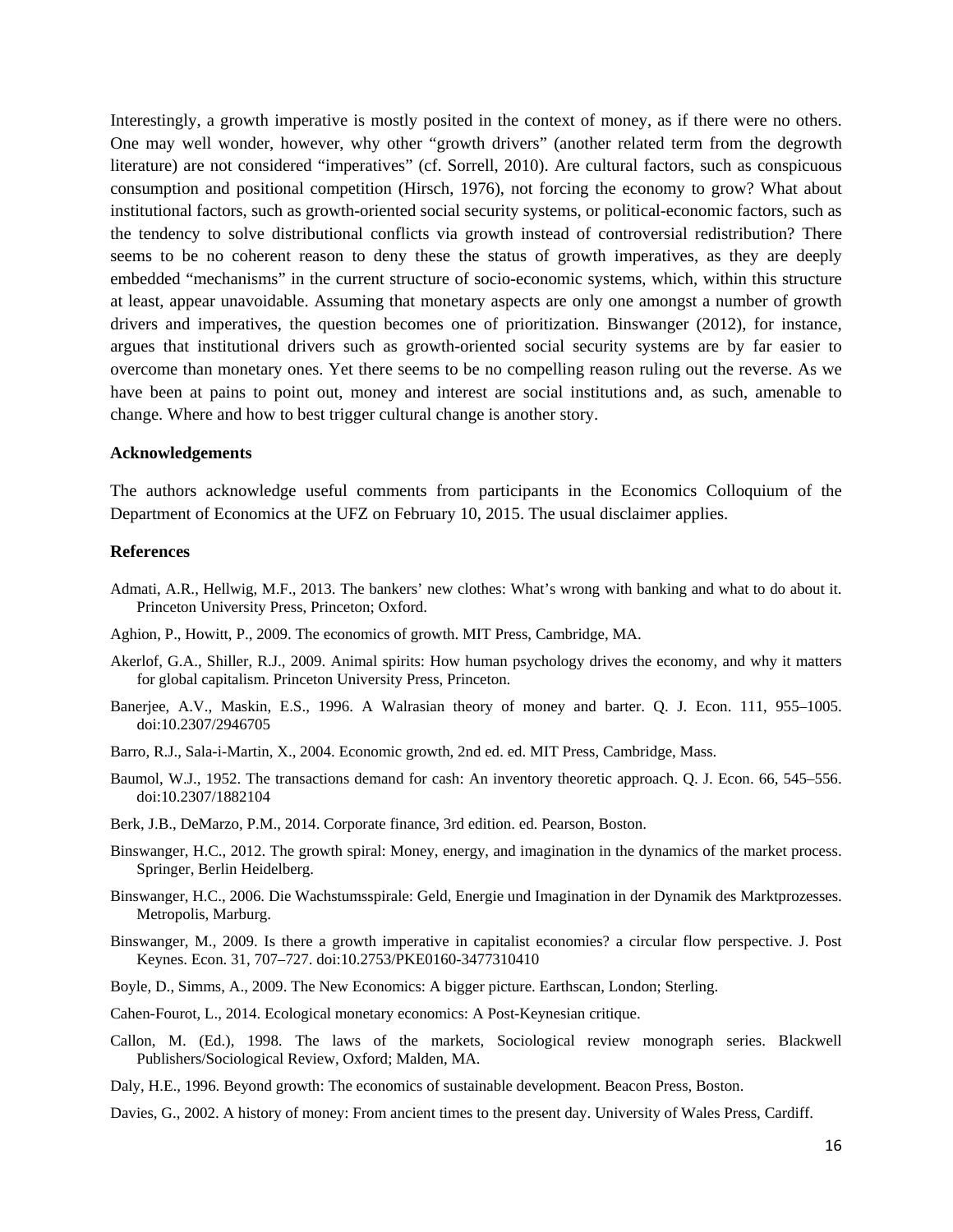Interestingly, a growth imperative is mostly posited in the context of money, as if there were no others. One may well wonder, however, why other "growth drivers" (another related term from the degrowth literature) are not considered "imperatives" (cf. Sorrell, 2010). Are cultural factors, such as conspicuous consumption and positional competition (Hirsch, 1976), not forcing the economy to grow? What about institutional factors, such as growth-oriented social security systems, or political-economic factors, such as the tendency to solve distributional conflicts via growth instead of controversial redistribution? There seems to be no coherent reason to deny these the status of growth imperatives, as they are deeply embedded "mechanisms" in the current structure of socio-economic systems, which, within this structure at least, appear unavoidable. Assuming that monetary aspects are only one amongst a number of growth drivers and imperatives, the question becomes one of prioritization. Binswanger (2012), for instance, argues that institutional drivers such as growth-oriented social security systems are by far easier to overcome than monetary ones. Yet there seems to be no compelling reason ruling out the reverse. As we have been at pains to point out, money and interest are social institutions and, as such, amenable to change. Where and how to best trigger cultural change is another story.

**Acknowledgements**

The authors acknowledge useful comments from participants in the Economics Colloquium of the Department of Economics at the UFZ on February 10, 2015. The usual disclaimer applies.

**References**

Admati, A.R., Hellwig, M.F., 2013. The bankers' new clothes: What's wrong with banking and what to do about it. Princeton University Press, Princeton; Oxford.

Aghion, P., Howitt, P., 2009. The economics of growth. MIT Press, Cambridge, MA.

Akerlof, G.A., Shiller, R.J., 2009. Animal spirits: How human psychology drives the economy, and why it matters for global capitalism. Princeton University Press, Princeton.

Banerjee, A.V., Maskin, E.S., 1996. A Walrasian theory of money and barter. Q. J. Econ. 111, 955–1005. doi:10.2307/2946705

Barro, R.J., Sala-i-Martin, X., 2004. Economic growth, 2nd ed. ed. MIT Press, Cambridge, Mass.

Baumol, W.J., 1952. The transactions demand for cash: An inventory theoretic approach. Q. J. Econ. 66, 545–556. doi:10.2307/1882104

Berk, J.B., DeMarzo, P.M., 2014. Corporate finance, 3rd edition. ed. Pearson, Boston.

Binswanger, H.C., 2012. The growth spiral: Money, energy, and imagination in the dynamics of the market process. Springer, Berlin Heidelberg.

Binswanger, H.C., 2006. Die Wachstumsspirale: Geld, Energie und Imagination in der Dynamik des Marktprozesses. Metropolis, Marburg.

Binswanger, M., 2009. Is there a growth imperative in capitalist economies? a circular flow perspective. J. Post Keynes. Econ. 31, 707–727. doi:10.2753/PKE0160-3477310410

Boyle, D., Simms, A., 2009. The New Economics: A bigger picture. Earthscan, London; Sterling.

Cahen-Fourot, L., 2014. Ecological monetary economics: A Post-Keynesian critique.

Callon, M. (Ed.), 1998. The laws of the markets, Sociological review monograph series. Blackwell Publishers/Sociological Review, Oxford; Malden, MA.

Daly, H.E., 1996. Beyond growth: The economics of sustainable development. Beacon Press, Boston.

Davies, G., 2002. A history of money: From ancient times to the present day. University of Wales Press, Cardiff.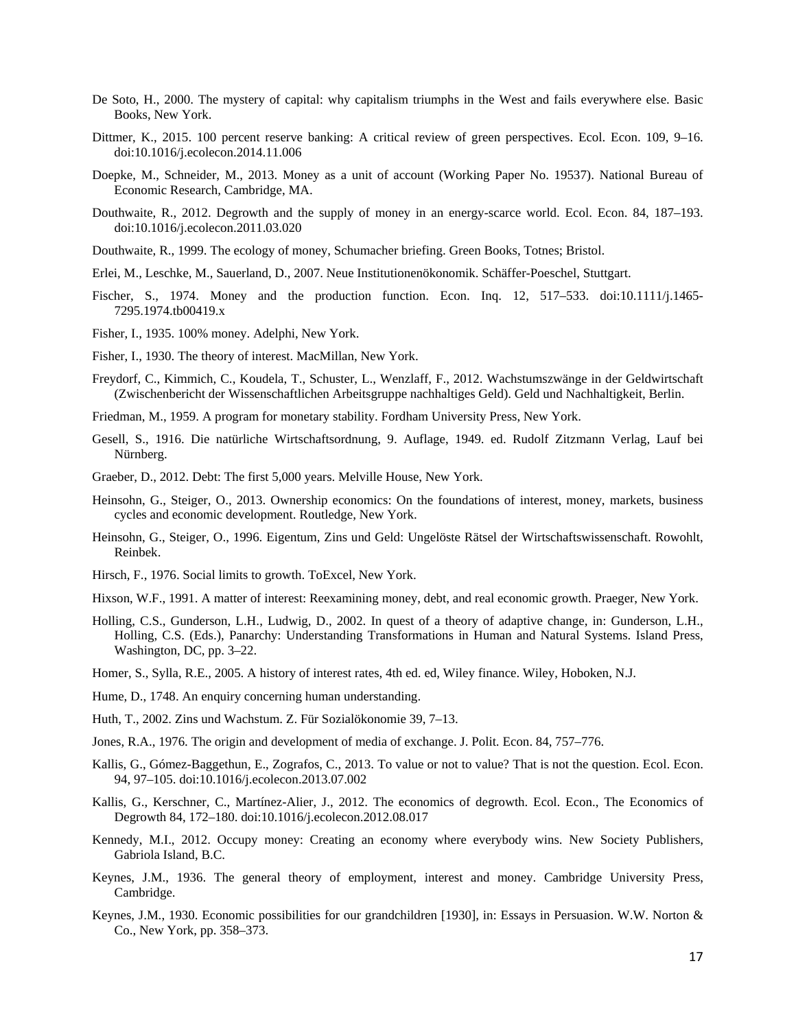De Soto, H., 2000. The mystery of capital: why capitalism triumphs in the West and fails everywhere else. Basic Books, New York.

Dittmer, K., 2015. 100 percent reserve banking: A critical review of green perspectives. Ecol. Econ. 109, 9–16. doi:10.1016/j.ecolecon.2014.11.006

Doepke, M., Schneider, M., 2013. Money as a unit of account (Working Paper No. 19537). National Bureau of Economic Research, Cambridge, MA.

Douthwaite, R., 2012. Degrowth and the supply of money in an energy-scarce world. Ecol. Econ. 84, 187–193. doi:10.1016/j.ecolecon.2011.03.020

Douthwaite, R., 1999. The ecology of money, Schumacher briefing. Green Books, Totnes; Bristol.

Erlei, M., Leschke, M., Sauerland, D., 2007. Neue Institutionenökonomik. Schäffer-Poeschel, Stuttgart.

Fischer, S., 1974. Money and the production function. Econ. Inq. 12, 517–533. doi:10.1111/j.1465-7295.1974.tb00419.x

Fisher, I., 1935. 100% money. Adelphi, New York.

Fisher, I., 1930. The theory of interest. MacMillan, New York.

Freydorf, C., Kimmich, C., Koudela, T., Schuster, L., Wenzlaff, F., 2012. Wachstumszwänge in der Geldwirtschaft (Zwischenbericht der Wissenschaftlichen Arbeitsgruppe nachhaltiges Geld). Geld und Nachhaltigkeit, Berlin.

Friedman, M., 1959. A program for monetary stability. Fordham University Press, New York.

Gesell, S., 1916. Die natürliche Wirtschaftsordnung, 9. Auflage, 1949. ed. Rudolf Zitzmann Verlag, Lauf bei Nürnberg.

Graeber, D., 2012. Debt: The first 5,000 years. Melville House, New York.

Heinsohn, G., Steiger, O., 2013. Ownership economics: On the foundations of interest, money, markets, business cycles and economic development. Routledge, New York.

Heinsohn, G., Steiger, O., 1996. Eigentum, Zins und Geld: Ungelöste Rätsel der Wirtschaftswissenschaft. Rowohlt, Reinbek.

Hirsch, F., 1976. Social limits to growth. ToExcel, New York.

Hixson, W.F., 1991. A matter of interest: Reexamining money, debt, and real economic growth. Praeger, New York.

Holling, C.S., Gunderson, L.H., Ludwig, D., 2002. In quest of a theory of adaptive change, in: Gunderson, L.H., Holling, C.S. (Eds.), Panarchy: Understanding Transformations in Human and Natural Systems. Island Press, Washington, DC, pp. 3–22.

Homer, S., Sylla, R.E., 2005. A history of interest rates, 4th ed. ed, Wiley finance. Wiley, Hoboken, N.J.

Hume, D., 1748. An enquiry concerning human understanding.

Huth, T., 2002. Zins und Wachstum. Z. Für Sozialökonomie 39, 7–13.

Jones, R.A., 1976. The origin and development of media of exchange. J. Polit. Econ. 84, 757–776.

Kallis, G., Gómez-Baggethun, E., Zografos, C., 2013. To value or not to value? That is not the question. Ecol. Econ. 94, 97–105. doi:10.1016/j.ecolecon.2013.07.002

Kallis, G., Kerschner, C., Martínez-Alier, J., 2012. The economics of degrowth. Ecol. Econ., The Economics of Degrowth 84, 172–180. doi:10.1016/j.ecolecon.2012.08.017

Kennedy, M.I., 2012. Occupy money: Creating an economy where everybody wins. New Society Publishers, Gabriola Island, B.C.

Keynes, J.M., 1936. The general theory of employment, interest and money. Cambridge University Press, Cambridge.

Keynes, J.M., 1930. Economic possibilities for our grandchildren [1930], in: Essays in Persuasion. W.W. Norton & Co., New York, pp. 358–373.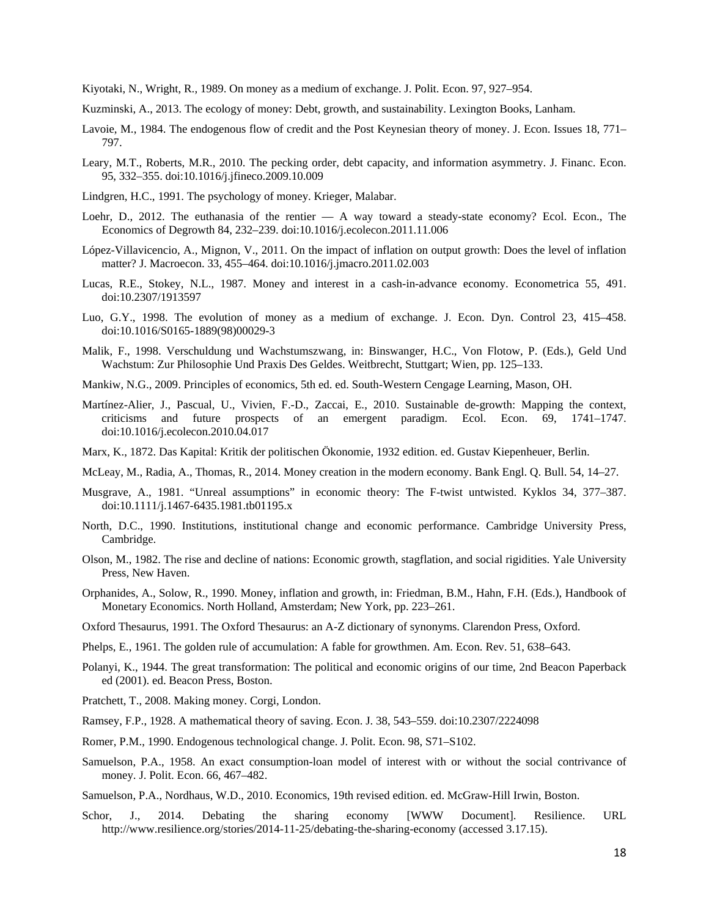Kiyotaki, N., Wright, R., 1989. On money as a medium of exchange. J. Polit. Econ. 97, 927–954.

Kuzminski, A., 2013. The ecology of money: Debt, growth, and sustainability. Lexington Books, Lanham.

Lavoie, M., 1984. The endogenous flow of credit and the Post Keynesian theory of money. J. Econ. Issues 18, 771–797.

Leary, M.T., Roberts, M.R., 2010. The pecking order, debt capacity, and information asymmetry. J. Financ. Econ. 95, 332–355. doi:10.1016/j.jfineco.2009.10.009

Lindgren, H.C., 1991. The psychology of money. Krieger, Malabar.

Loehr, D., 2012. The euthanasia of the rentier — A way toward a steady-state economy? Ecol. Econ., The Economics of Degrowth 84, 232–239. doi:10.1016/j.ecolecon.2011.11.006

López-Villavicencio, A., Mignon, V., 2011. On the impact of inflation on output growth: Does the level of inflation matter? J. Macroecon. 33, 455–464. doi:10.1016/j.jmacro.2011.02.003

Lucas, R.E., Stokey, N.L., 1987. Money and interest in a cash-in-advance economy. Econometrica 55, 491. doi:10.2307/1913597

Luo, G.Y., 1998. The evolution of money as a medium of exchange. J. Econ. Dyn. Control 23, 415–458. doi:10.1016/S0165-1889(98)00029-3

Malik, F., 1998. Verschuldung und Wachstumszwang, in: Binswanger, H.C., Von Flotow, P. (Eds.), Geld Und Wachstum: Zur Philosophie Und Praxis Des Geldes. Weitbrecht, Stuttgart; Wien, pp. 125–133.

Mankiw, N.G., 2009. Principles of economics, 5th ed. ed. South-Western Cengage Learning, Mason, OH.

Martínez-Alier, J., Pascual, U., Vivien, F.-D., Zaccai, E., 2010. Sustainable de-growth: Mapping the context, criticisms and future prospects of an emergent paradigm. Ecol. Econ. 69, 1741–1747. doi:10.1016/j.ecolecon.2010.04.017

Marx, K., 1872. Das Kapital: Kritik der politischen Ökonomie, 1932 edition. ed. Gustav Kiepenheuer, Berlin.

McLeay, M., Radia, A., Thomas, R., 2014. Money creation in the modern economy. Bank Engl. Q. Bull. 54, 14–27.

Musgrave, A., 1981. "Unreal assumptions" in economic theory: The F-twist untwisted. Kyklos 34, 377–387. doi:10.1111/j.1467-6435.1981.tb01195.x

North, D.C., 1990. Institutions, institutional change and economic performance. Cambridge University Press, Cambridge.

Olson, M., 1982. The rise and decline of nations: Economic growth, stagflation, and social rigidities. Yale University Press, New Haven.

Orphanides, A., Solow, R., 1990. Money, inflation and growth, in: Friedman, B.M., Hahn, F.H. (Eds.), Handbook of Monetary Economics. North Holland, Amsterdam; New York, pp. 223–261.

Oxford Thesaurus, 1991. The Oxford Thesaurus: an A-Z dictionary of synonyms. Clarendon Press, Oxford.

Phelps, E., 1961. The golden rule of accumulation: A fable for growthmen. Am. Econ. Rev. 51, 638–643.

Polanyi, K., 1944. The great transformation: The political and economic origins of our time, 2nd Beacon Paperback ed (2001). ed. Beacon Press, Boston.

Pratchett, T., 2008. Making money. Corgi, London.

Ramsey, F.P., 1928. A mathematical theory of saving. Econ. J. 38, 543–559. doi:10.2307/2224098

Romer, P.M., 1990. Endogenous technological change. J. Polit. Econ. 98, S71–S102.

Samuelson, P.A., 1958. An exact consumption-loan model of interest with or without the social contrivance of money. J. Polit. Econ. 66, 467–482.

Samuelson, P.A., Nordhaus, W.D., 2010. Economics, 19th revised edition. ed. McGraw-Hill Irwin, Boston.

Schor, J., 2014. Debating the sharing economy [WWW Document]. Resilience. URL http://www.resilience.org/stories/2014-11-25/debating-the-sharing-economy (accessed 3.17.15).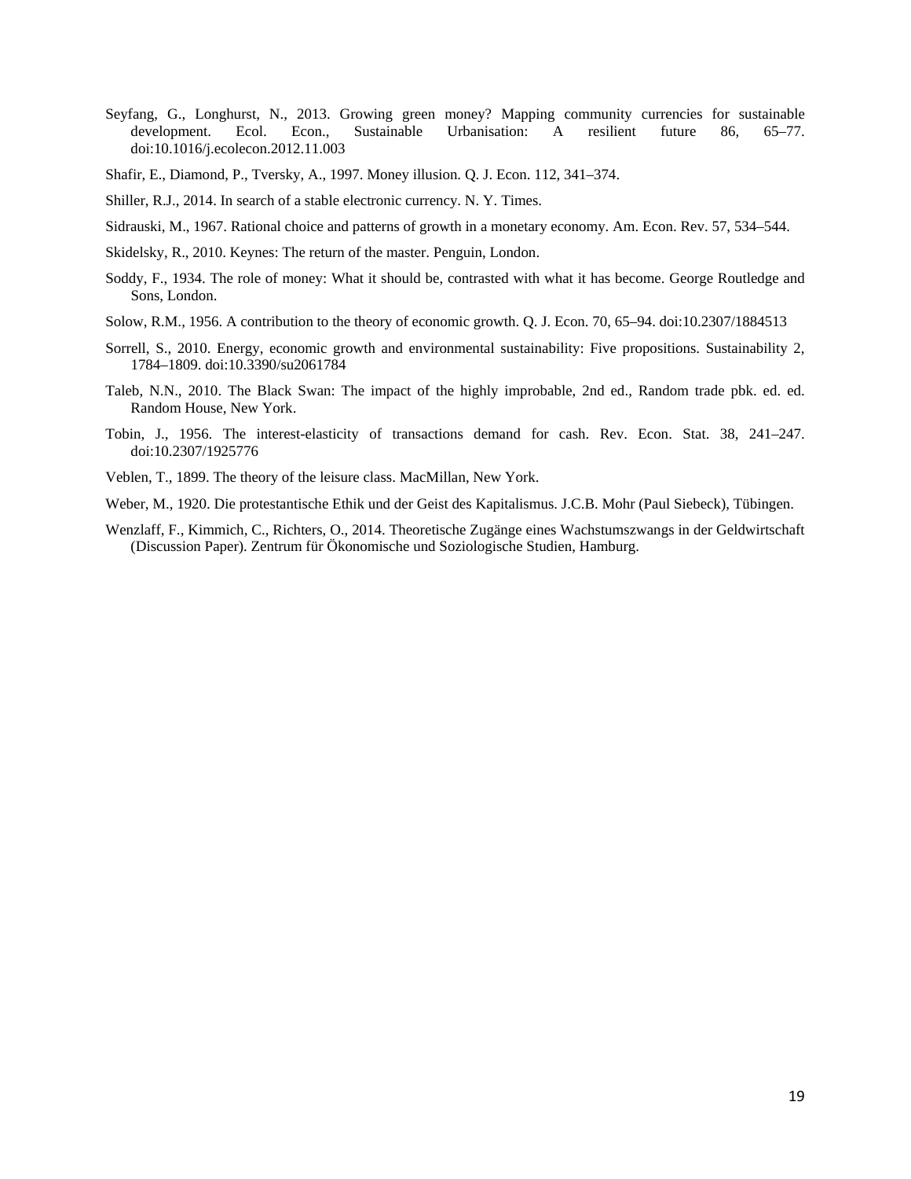Seyfang, G., Longhurst, N., 2013. Growing green money? Mapping community currencies for sustainable development. Ecol. Econ., Sustainable Urbanisation: A resilient future 86, 65–77. doi:10.1016/j.ecolecon.2012.11.003

Shafir, E., Diamond, P., Tversky, A., 1997. Money illusion. Q. J. Econ. 112, 341–374.

Shiller, R.J., 2014. In search of a stable electronic currency. N. Y. Times.

Sidrauski, M., 1967. Rational choice and patterns of growth in a monetary economy. Am. Econ. Rev. 57, 534–544.

Skidelsky, R., 2010. Keynes: The return of the master. Penguin, London.

Soddy, F., 1934. The role of money: What it should be, contrasted with what it has become. George Routledge and Sons, London.

Solow, R.M., 1956. A contribution to the theory of economic growth. Q. J. Econ. 70, 65–94. doi:10.2307/1884513

Sorrell, S., 2010. Energy, economic growth and environmental sustainability: Five propositions. Sustainability 2, 1784–1809. doi:10.3390/su2061784

Taleb, N.N., 2010. The Black Swan: The impact of the highly improbable, 2nd ed., Random trade pbk. ed. ed. Random House, New York.

Tobin, J., 1956. The interest-elasticity of transactions demand for cash. Rev. Econ. Stat. 38, 241–247. doi:10.2307/1925776

Veblen, T., 1899. The theory of the leisure class. MacMillan, New York.

Weber, M., 1920. Die protestantische Ethik und der Geist des Kapitalismus. J.C.B. Mohr (Paul Siebeck), Tübingen.

Wenzlaff, F., Kimmich, C., Richters, O., 2014. Theoretische Zugänge eines Wachstumszwangs in der Geldwirtschaft (Discussion Paper). Zentrum für Ökonomische und Soziologische Studien, Hamburg.